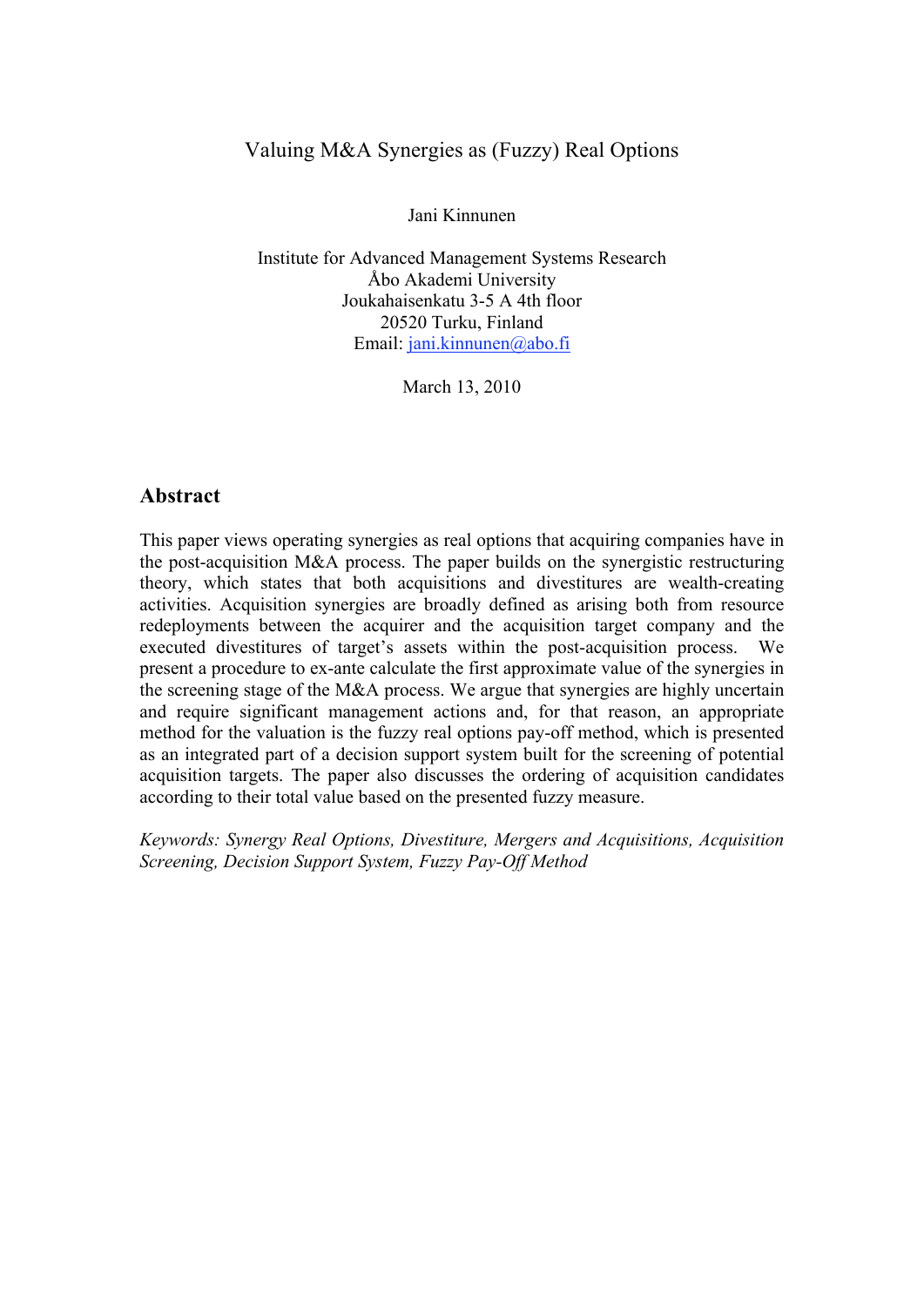# Valuing M&A Synergies as (Fuzzy) Real Options

Jani Kinnunen

Institute for Advanced Management Systems Research
Åbo Akademi University
Joukahaisenkatu 3-5 A 4th floor
20520 Turku, Finland
Email: jani.kinnunen@abo.fi

March 13, 2010

## Abstract

This paper views operating synergies as real options that acquiring companies have in the post-acquisition M&A process. The paper builds on the synergistic restructuring theory, which states that both acquisitions and divestitures are wealth-creating activities. Acquisition synergies are broadly defined as arising both from resource redeployments between the acquirer and the acquisition target company and the executed divestitures of target's assets within the post-acquisition process. We present a procedure to ex-ante calculate the first approximate value of the synergies in the screening stage of the M&A process. We argue that synergies are highly uncertain and require significant management actions and, for that reason, an appropriate method for the valuation is the fuzzy real options pay-off method, which is presented as an integrated part of a decision support system built for the screening of potential acquisition targets. The paper also discusses the ordering of acquisition candidates according to their total value based on the presented fuzzy measure.

*Keywords: Synergy Real Options, Divestiture, Mergers and Acquisitions, Acquisition Screening, Decision Support System, Fuzzy Pay-Off Method*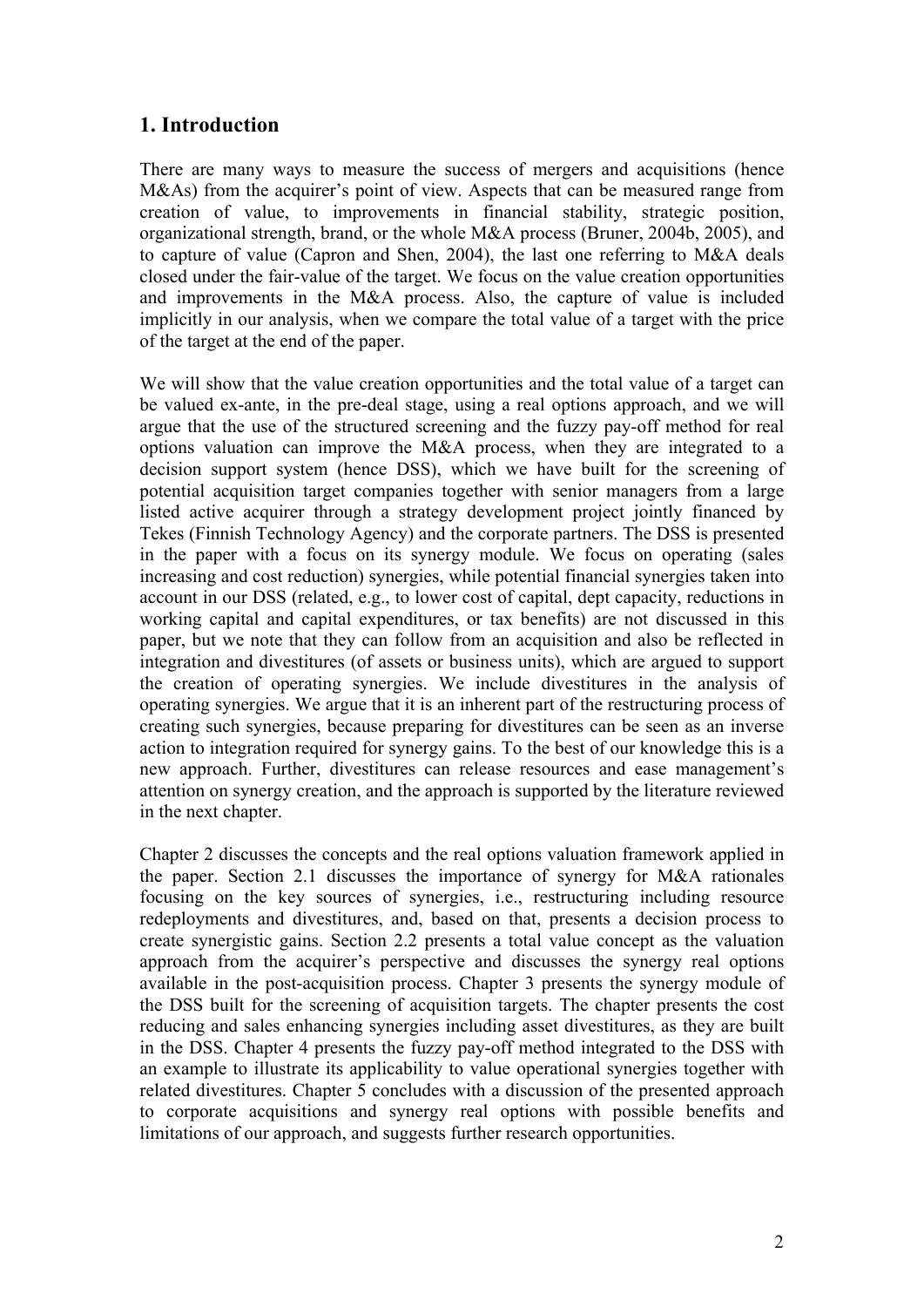## 1. Introduction

There are many ways to measure the success of mergers and acquisitions (hence M&As) from the acquirer's point of view. Aspects that can be measured range from creation of value, to improvements in financial stability, strategic position, organizational strength, brand, or the whole M&A process (Bruner, 2004b, 2005), and to capture of value (Capron and Shen, 2004), the last one referring to M&A deals closed under the fair-value of the target. We focus on the value creation opportunities and improvements in the M&A process. Also, the capture of value is included implicitly in our analysis, when we compare the total value of a target with the price of the target at the end of the paper.

We will show that the value creation opportunities and the total value of a target can be valued ex-ante, in the pre-deal stage, using a real options approach, and we will argue that the use of the structured screening and the fuzzy pay-off method for real options valuation can improve the M&A process, when they are integrated to a decision support system (hence DSS), which we have built for the screening of potential acquisition target companies together with senior managers from a large listed active acquirer through a strategy development project jointly financed by Tekes (Finnish Technology Agency) and the corporate partners. The DSS is presented in the paper with a focus on its synergy module. We focus on operating (sales increasing and cost reduction) synergies, while potential financial synergies taken into account in our DSS (related, e.g., to lower cost of capital, dept capacity, reductions in working capital and capital expenditures, or tax benefits) are not discussed in this paper, but we note that they can follow from an acquisition and also be reflected in integration and divestitures (of assets or business units), which are argued to support the creation of operating synergies. We include divestitures in the analysis of operating synergies. We argue that it is an inherent part of the restructuring process of creating such synergies, because preparing for divestitures can be seen as an inverse action to integration required for synergy gains. To the best of our knowledge this is a new approach. Further, divestitures can release resources and ease management's attention on synergy creation, and the approach is supported by the literature reviewed in the next chapter.

Chapter 2 discusses the concepts and the real options valuation framework applied in the paper. Section 2.1 discusses the importance of synergy for M&A rationales focusing on the key sources of synergies, i.e., restructuring including resource redeployments and divestitures, and, based on that, presents a decision process to create synergistic gains. Section 2.2 presents a total value concept as the valuation approach from the acquirer's perspective and discusses the synergy real options available in the post-acquisition process. Chapter 3 presents the synergy module of the DSS built for the screening of acquisition targets. The chapter presents the cost reducing and sales enhancing synergies including asset divestitures, as they are built in the DSS. Chapter 4 presents the fuzzy pay-off method integrated to the DSS with an example to illustrate its applicability to value operational synergies together with related divestitures. Chapter 5 concludes with a discussion of the presented approach to corporate acquisitions and synergy real options with possible benefits and limitations of our approach, and suggests further research opportunities.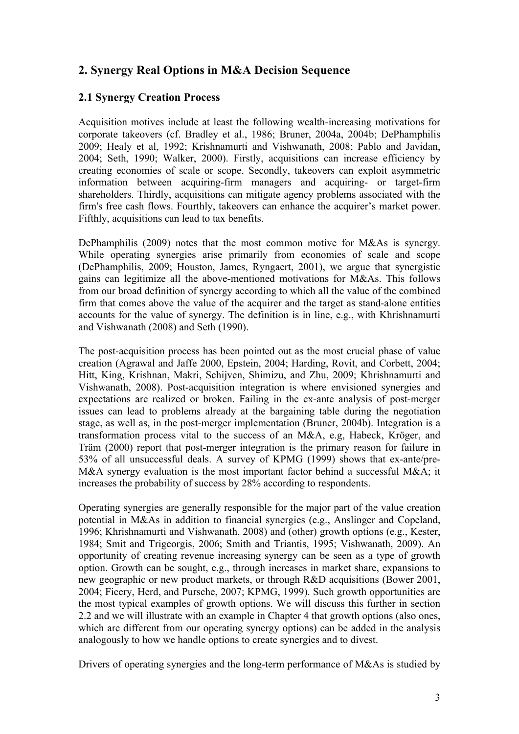## 2. Synergy Real Options in M&A Decision Sequence

### 2.1 Synergy Creation Process

Acquisition motives include at least the following wealth-increasing motivations for corporate takeovers (cf. Bradley et al., 1986; Bruner, 2004a, 2004b; DePhamphilis 2009; Healy et al, 1992; Krishnamurti and Vishwanath, 2008; Pablo and Javidan, 2004; Seth, 1990; Walker, 2000). Firstly, acquisitions can increase efficiency by creating economies of scale or scope. Secondly, takeovers can exploit asymmetric information between acquiring-firm managers and acquiring- or target-firm shareholders. Thirdly, acquisitions can mitigate agency problems associated with the firm's free cash flows. Fourthly, takeovers can enhance the acquirer's market power. Fifthly, acquisitions can lead to tax benefits.

DePhamphilis (2009) notes that the most common motive for M&As is synergy. While operating synergies arise primarily from economies of scale and scope (DePhamphilis, 2009; Houston, James, Ryngaert, 2001), we argue that synergistic gains can legitimize all the above-mentioned motivations for M&As. This follows from our broad definition of synergy according to which all the value of the combined firm that comes above the value of the acquirer and the target as stand-alone entities accounts for the value of synergy. The definition is in line, e.g., with Khrishnamurti and Vishwanath (2008) and Seth (1990).

The post-acquisition process has been pointed out as the most crucial phase of value creation (Agrawal and Jaffe 2000, Epstein, 2004; Harding, Rovit, and Corbett, 2004; Hitt, King, Krishnan, Makri, Schijven, Shimizu, and Zhu, 2009; Khrishnamurti and Vishwanath, 2008). Post-acquisition integration is where envisioned synergies and expectations are realized or broken. Failing in the ex-ante analysis of post-merger issues can lead to problems already at the bargaining table during the negotiation stage, as well as, in the post-merger implementation (Bruner, 2004b). Integration is a transformation process vital to the success of an M&A, e.g, Habeck, Kröger, and Träm (2000) report that post-merger integration is the primary reason for failure in 53% of all unsuccessful deals. A survey of KPMG (1999) shows that ex-ante/pre-M&A synergy evaluation is the most important factor behind a successful M&A; it increases the probability of success by 28% according to respondents.

Operating synergies are generally responsible for the major part of the value creation potential in M&As in addition to financial synergies (e.g., Anslinger and Copeland, 1996; Khrishnamurti and Vishwanath, 2008) and (other) growth options (e.g., Kester, 1984; Smit and Trigeorgis, 2006; Smith and Triantis, 1995; Vishwanath, 2009). An opportunity of creating revenue increasing synergy can be seen as a type of growth option. Growth can be sought, e.g., through increases in market share, expansions to new geographic or new product markets, or through R&D acquisitions (Bower 2001, 2004; Ficery, Herd, and Pursche, 2007; KPMG, 1999). Such growth opportunities are the most typical examples of growth options. We will discuss this further in section 2.2 and we will illustrate with an example in Chapter 4 that growth options (also ones, which are different from our operating synergy options) can be added in the analysis analogously to how we handle options to create synergies and to divest.

Drivers of operating synergies and the long-term performance of M&As is studied by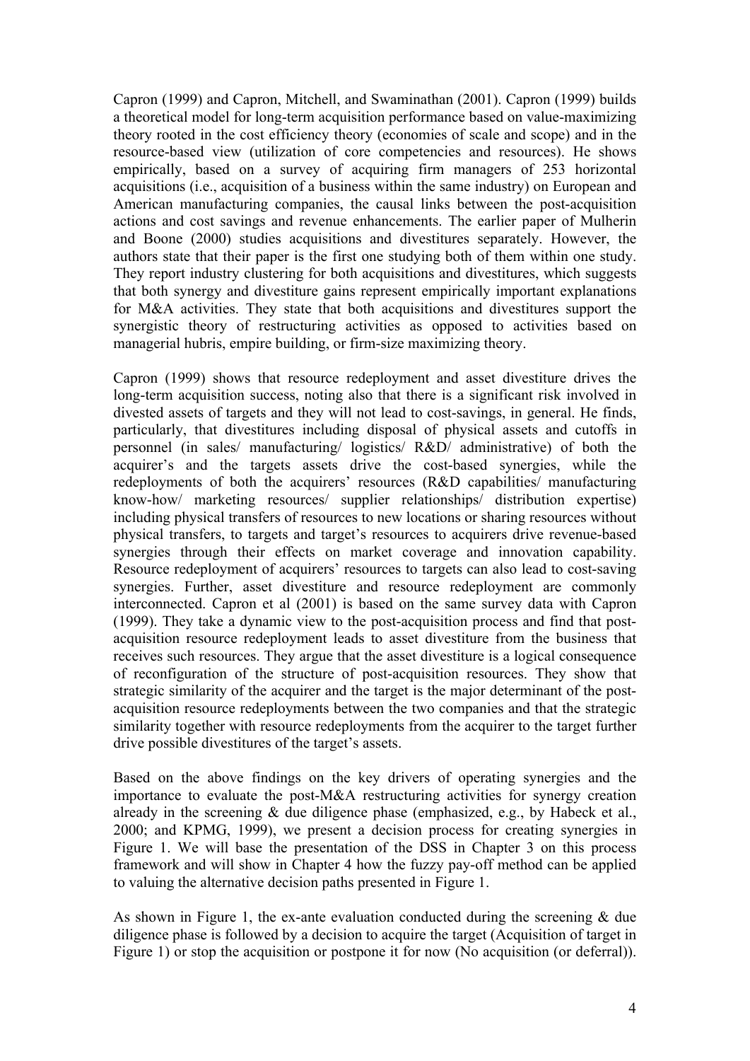Capron (1999) and Capron, Mitchell, and Swaminathan (2001). Capron (1999) builds a theoretical model for long-term acquisition performance based on value-maximizing theory rooted in the cost efficiency theory (economies of scale and scope) and in the resource-based view (utilization of core competencies and resources). He shows empirically, based on a survey of acquiring firm managers of 253 horizontal acquisitions (i.e., acquisition of a business within the same industry) on European and American manufacturing companies, the causal links between the post-acquisition actions and cost savings and revenue enhancements. The earlier paper of Mulherin and Boone (2000) studies acquisitions and divestitures separately. However, the authors state that their paper is the first one studying both of them within one study. They report industry clustering for both acquisitions and divestitures, which suggests that both synergy and divestiture gains represent empirically important explanations for M&A activities. They state that both acquisitions and divestitures support the synergistic theory of restructuring activities as opposed to activities based on managerial hubris, empire building, or firm-size maximizing theory.

Capron (1999) shows that resource redeployment and asset divestiture drives the long-term acquisition success, noting also that there is a significant risk involved in divested assets of targets and they will not lead to cost-savings, in general. He finds, particularly, that divestitures including disposal of physical assets and cutoffs in personnel (in sales/ manufacturing/ logistics/ R&D/ administrative) of both the acquirer's and the targets assets drive the cost-based synergies, while the redeployments of both the acquirers' resources (R&D capabilities/ manufacturing know-how/ marketing resources/ supplier relationships/ distribution expertise) including physical transfers of resources to new locations or sharing resources without physical transfers, to targets and target's resources to acquirers drive revenue-based synergies through their effects on market coverage and innovation capability. Resource redeployment of acquirers' resources to targets can also lead to cost-saving synergies. Further, asset divestiture and resource redeployment are commonly interconnected. Capron et al (2001) is based on the same survey data with Capron (1999). They take a dynamic view to the post-acquisition process and find that post-acquisition resource redeployment leads to asset divestiture from the business that receives such resources. They argue that the asset divestiture is a logical consequence of reconfiguration of the structure of post-acquisition resources. They show that strategic similarity of the acquirer and the target is the major determinant of the post-acquisition resource redeployments between the two companies and that the strategic similarity together with resource redeployments from the acquirer to the target further drive possible divestitures of the target's assets.

Based on the above findings on the key drivers of operating synergies and the importance to evaluate the post-M&A restructuring activities for synergy creation already in the screening & due diligence phase (emphasized, e.g., by Habeck et al., 2000; and KPMG, 1999), we present a decision process for creating synergies in Figure 1. We will base the presentation of the DSS in Chapter 3 on this process framework and will show in Chapter 4 how the fuzzy pay-off method can be applied to valuing the alternative decision paths presented in Figure 1.

As shown in Figure 1, the ex-ante evaluation conducted during the screening & due diligence phase is followed by a decision to acquire the target (Acquisition of target in Figure 1) or stop the acquisition or postpone it for now (No acquisition (or deferral)).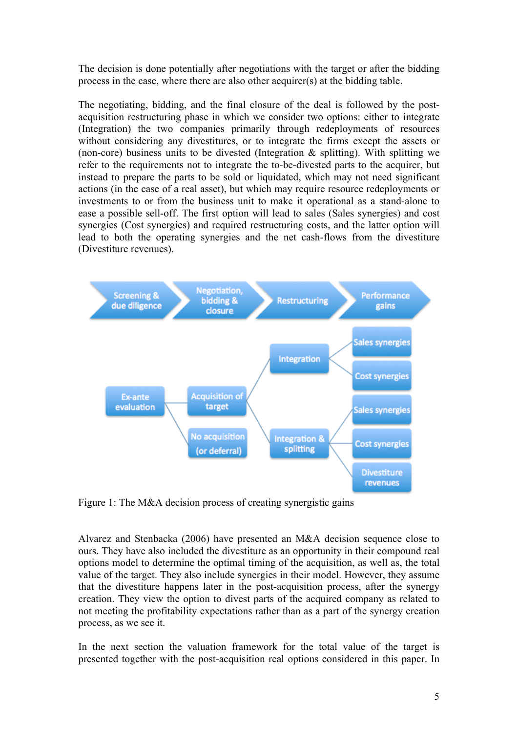The decision is done potentially after negotiations with the target or after the bidding process in the case, where there are also other acquirer(s) at the bidding table.

The negotiating, bidding, and the final closure of the deal is followed by the post-acquisition restructuring phase in which we consider two options: either to integrate (Integration) the two companies primarily through redeployments of resources without considering any divestitures, or to integrate the firms except the assets or (non-core) business units to be divested (Integration & splitting). With splitting we refer to the requirements not to integrate the to-be-divested parts to the acquirer, but instead to prepare the parts to be sold or liquidated, which may not need significant actions (in the case of a real asset), but which may require resource redeployments or investments to or from the business unit to make it operational as a stand-alone to ease a possible sell-off. The first option will lead to sales (Sales synergies) and cost synergies (Cost synergies) and required restructuring costs, and the latter option will lead to both the operating synergies and the net cash-flows from the divestiture (Divestiture revenues).

Figure 1: The M&A decision process of creating synergistic gains

Alvarez and Stenbacka (2006) have presented an M&A decision sequence close to ours. They have also included the divestiture as an opportunity in their compound real options model to determine the optimal timing of the acquisition, as well as, the total value of the target. They also include synergies in their model. However, they assume that the divestiture happens later in the post-acquisition process, after the synergy creation. They view the option to divest parts of the acquired company as related to not meeting the profitability expectations rather than as a part of the synergy creation process, as we see it.

In the next section the valuation framework for the total value of the target is presented together with the post-acquisition real options considered in this paper. In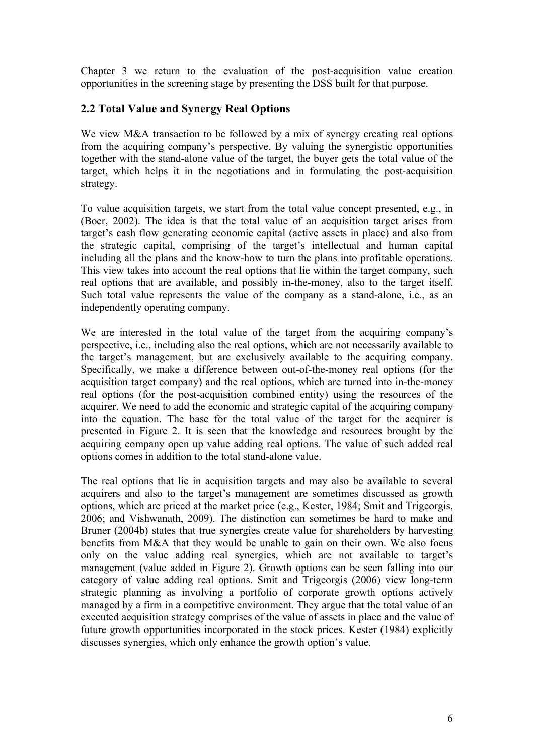Chapter 3 we return to the evaluation of the post-acquisition value creation opportunities in the screening stage by presenting the DSS built for that purpose.

## 2.2 Total Value and Synergy Real Options

We view M&A transaction to be followed by a mix of synergy creating real options from the acquiring company's perspective. By valuing the synergistic opportunities together with the stand-alone value of the target, the buyer gets the total value of the target, which helps it in the negotiations and in formulating the post-acquisition strategy.

To value acquisition targets, we start from the total value concept presented, e.g., in (Boer, 2002). The idea is that the total value of an acquisition target arises from target's cash flow generating economic capital (active assets in place) and also from the strategic capital, comprising of the target's intellectual and human capital including all the plans and the know-how to turn the plans into profitable operations. This view takes into account the real options that lie within the target company, such real options that are available, and possibly in-the-money, also to the target itself. Such total value represents the value of the company as a stand-alone, i.e., as an independently operating company.

We are interested in the total value of the target from the acquiring company's perspective, i.e., including also the real options, which are not necessarily available to the target's management, but are exclusively available to the acquiring company. Specifically, we make a difference between out-of-the-money real options (for the acquisition target company) and the real options, which are turned into in-the-money real options (for the post-acquisition combined entity) using the resources of the acquirer. We need to add the economic and strategic capital of the acquiring company into the equation. The base for the total value of the target for the acquirer is presented in Figure 2. It is seen that the knowledge and resources brought by the acquiring company open up value adding real options. The value of such added real options comes in addition to the total stand-alone value.

The real options that lie in acquisition targets and may also be available to several acquirers and also to the target's management are sometimes discussed as growth options, which are priced at the market price (e.g., Kester, 1984; Smit and Trigeorgis, 2006; and Vishwanath, 2009). The distinction can sometimes be hard to make and Bruner (2004b) states that true synergies create value for shareholders by harvesting benefits from M&A that they would be unable to gain on their own. We also focus only on the value adding real synergies, which are not available to target's management (value added in Figure 2). Growth options can be seen falling into our category of value adding real options. Smit and Trigeorgis (2006) view long-term strategic planning as involving a portfolio of corporate growth options actively managed by a firm in a competitive environment. They argue that the total value of an executed acquisition strategy comprises of the value of assets in place and the value of future growth opportunities incorporated in the stock prices. Kester (1984) explicitly discusses synergies, which only enhance the growth option's value.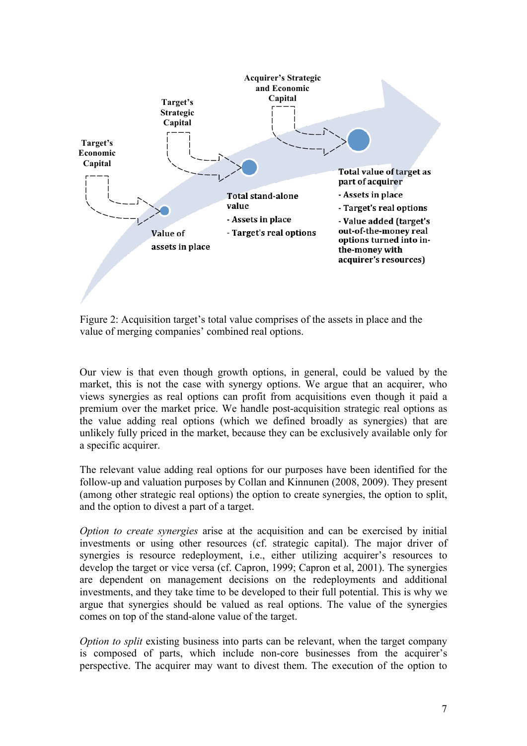Figure 2: Acquisition target's total value comprises of the assets in place and the value of merging companies' combined real options.

Our view is that even though growth options, in general, could be valued by the market, this is not the case with synergy options. We argue that an acquirer, who views synergies as real options can profit from acquisitions even though it paid a premium over the market price. We handle post-acquisition strategic real options as the value adding real options (which we defined broadly as synergies) that are unlikely fully priced in the market, because they can be exclusively available only for a specific acquirer.

The relevant value adding real options for our purposes have been identified for the follow-up and valuation purposes by Collan and Kinnunen (2008, 2009). They present (among other strategic real options) the option to create synergies, the option to split, and the option to divest a part of a target.

*Option to create synergies* arise at the acquisition and can be exercised by initial investments or using other resources (cf. strategic capital). The major driver of synergies is resource redeployment, i.e., either utilizing acquirer's resources to develop the target or vice versa (cf. Capron, 1999; Capron et al, 2001). The synergies are dependent on management decisions on the redeployments and additional investments, and they take time to be developed to their full potential. This is why we argue that synergies should be valued as real options. The value of the synergies comes on top of the stand-alone value of the target.

*Option to split* existing business into parts can be relevant, when the target company is composed of parts, which include non-core businesses from the acquirer's perspective. The acquirer may want to divest them. The execution of the option to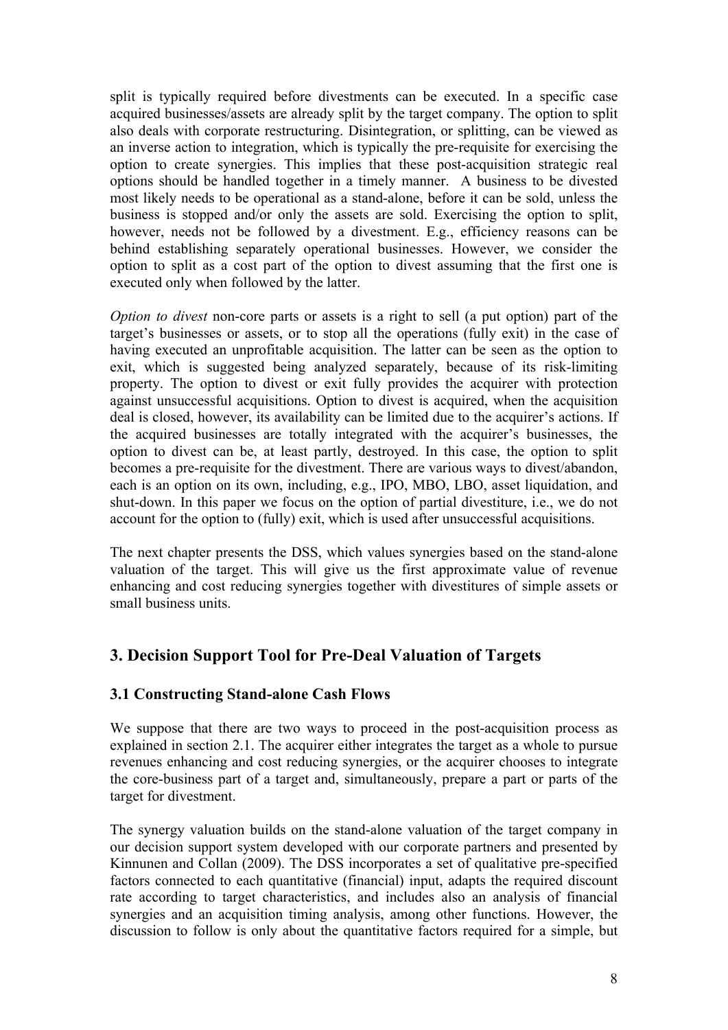split is typically required before divestments can be executed. In a specific case acquired businesses/assets are already split by the target company. The option to split also deals with corporate restructuring. Disintegration, or splitting, can be viewed as an inverse action to integration, which is typically the pre-requisite for exercising the option to create synergies. This implies that these post-acquisition strategic real options should be handled together in a timely manner. A business to be divested most likely needs to be operational as a stand-alone, before it can be sold, unless the business is stopped and/or only the assets are sold. Exercising the option to split, however, needs not be followed by a divestment. E.g., efficiency reasons can be behind establishing separately operational businesses. However, we consider the option to split as a cost part of the option to divest assuming that the first one is executed only when followed by the latter.

*Option to divest* non-core parts or assets is a right to sell (a put option) part of the target's businesses or assets, or to stop all the operations (fully exit) in the case of having executed an unprofitable acquisition. The latter can be seen as the option to exit, which is suggested being analyzed separately, because of its risk-limiting property. The option to divest or exit fully provides the acquirer with protection against unsuccessful acquisitions. Option to divest is acquired, when the acquisition deal is closed, however, its availability can be limited due to the acquirer's actions. If the acquired businesses are totally integrated with the acquirer's businesses, the option to divest can be, at least partly, destroyed. In this case, the option to split becomes a pre-requisite for the divestment. There are various ways to divest/abandon, each is an option on its own, including, e.g., IPO, MBO, LBO, asset liquidation, and shut-down. In this paper we focus on the option of partial divestiture, i.e., we do not account for the option to (fully) exit, which is used after unsuccessful acquisitions.

The next chapter presents the DSS, which values synergies based on the stand-alone valuation of the target. This will give us the first approximate value of revenue enhancing and cost reducing synergies together with divestitures of simple assets or small business units.

## 3. Decision Support Tool for Pre-Deal Valuation of Targets

### 3.1 Constructing Stand-alone Cash Flows

We suppose that there are two ways to proceed in the post-acquisition process as explained in section 2.1. The acquirer either integrates the target as a whole to pursue revenues enhancing and cost reducing synergies, or the acquirer chooses to integrate the core-business part of a target and, simultaneously, prepare a part or parts of the target for divestment.

The synergy valuation builds on the stand-alone valuation of the target company in our decision support system developed with our corporate partners and presented by Kinnunen and Collan (2009). The DSS incorporates a set of qualitative pre-specified factors connected to each quantitative (financial) input, adapts the required discount rate according to target characteristics, and includes also an analysis of financial synergies and an acquisition timing analysis, among other functions. However, the discussion to follow is only about the quantitative factors required for a simple, but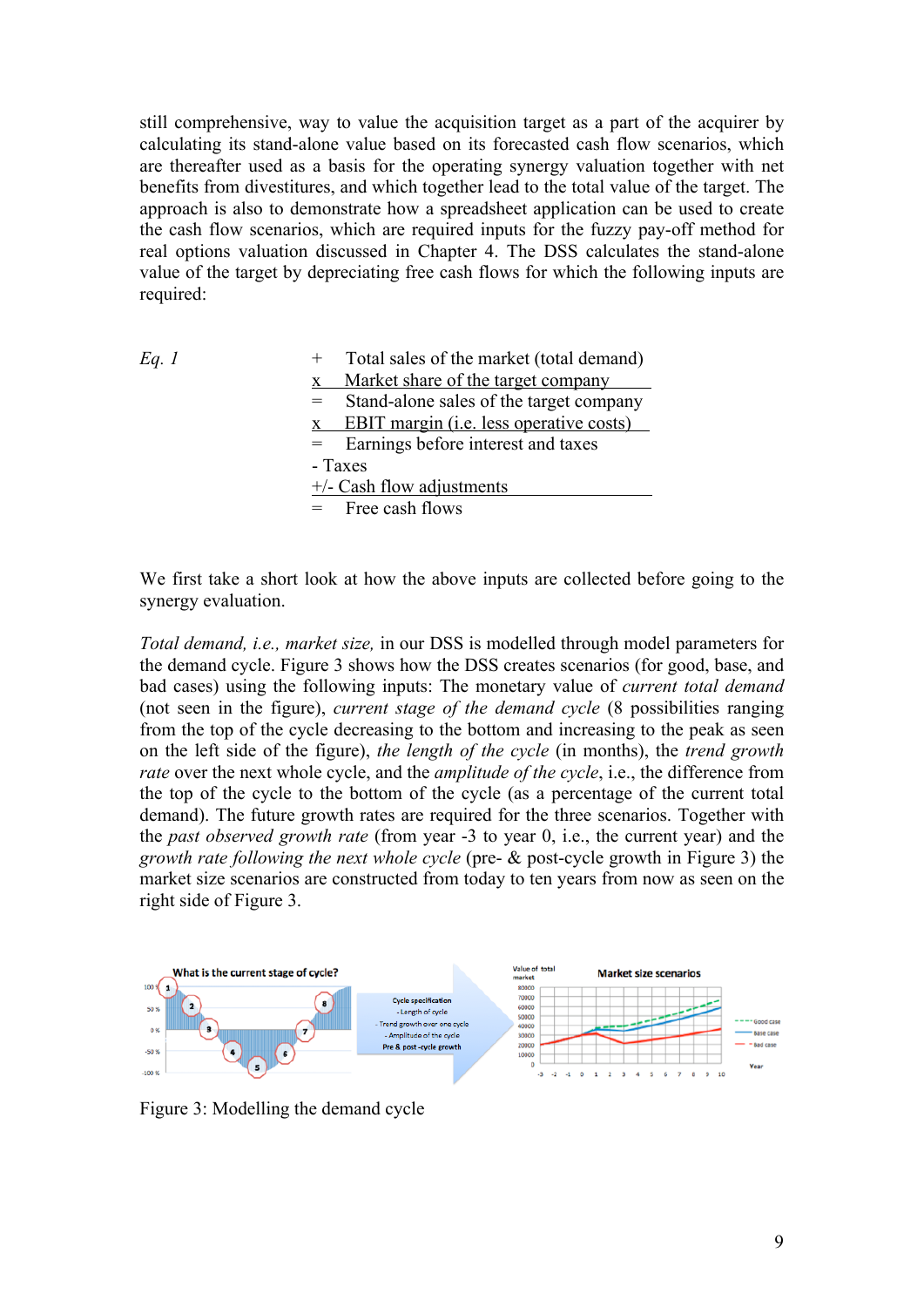still comprehensive, way to value the acquisition target as a part of the acquirer by calculating its stand-alone value based on its forecasted cash flow scenarios, which are thereafter used as a basis for the operating synergy valuation together with net benefits from divestitures, and which together lead to the total value of the target. The approach is also to demonstrate how a spreadsheet application can be used to create the cash flow scenarios, which are required inputs for the fuzzy pay-off method for real options valuation discussed in Chapter 4. The DSS calculates the stand-alone value of the target by depreciating free cash flows for which the following inputs are required:

*Eq. 1*

| | |
|---|---|
| + | Total sales of the market (total demand) |
| x | Market share of the target company |
| = | Stand-alone sales of the target company |
| x | EBIT margin (i.e. less operative costs) |
| = | Earnings before interest and taxes |
| - | Taxes |
| +/- | Cash flow adjustments |
| = | Free cash flows |

We first take a short look at how the above inputs are collected before going to the synergy evaluation.

*Total demand, i.e., market size,* in our DSS is modelled through model parameters for the demand cycle. Figure 3 shows how the DSS creates scenarios (for good, base, and bad cases) using the following inputs: The monetary value of *current total demand* (not seen in the figure), *current stage of the demand cycle* (8 possibilities ranging from the top of the cycle decreasing to the bottom and increasing to the peak as seen on the left side of the figure), *the length of the cycle* (in months), the *trend growth rate* over the next whole cycle, and the *amplitude of the cycle*, i.e., the difference from the top of the cycle to the bottom of the cycle (as a percentage of the current total demand). The future growth rates are required for the three scenarios. Together with the *past observed growth rate* (from year -3 to year 0, i.e., the current year) and the *growth rate following the next whole cycle* (pre- & post-cycle growth in Figure 3) the market size scenarios are constructed from today to ten years from now as seen on the right side of Figure 3.

Figure 3: Modelling the demand cycle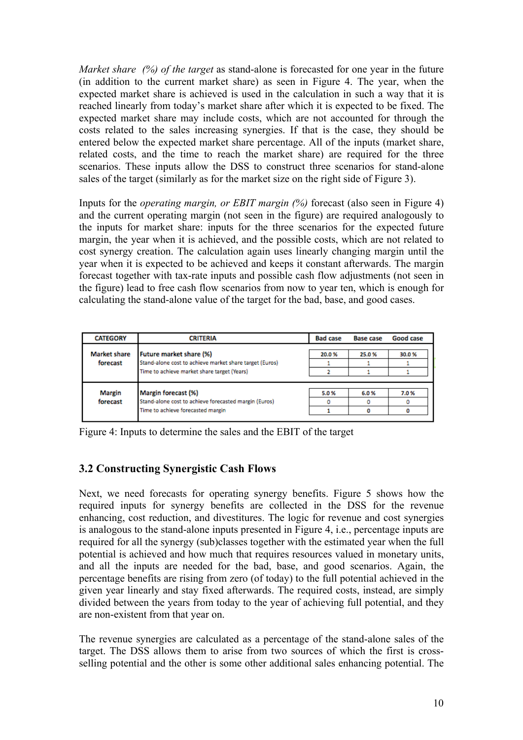*Market share (%) of the target* as stand-alone is forecasted for one year in the future (in addition to the current market share) as seen in Figure 4. The year, when the expected market share is achieved is used in the calculation in such a way that it is reached linearly from today's market share after which it is expected to be fixed. The expected market share may include costs, which are not accounted for through the costs related to the sales increasing synergies. If that is the case, they should be entered below the expected market share percentage. All of the inputs (market share, related costs, and the time to reach the market share) are required for the three scenarios. These inputs allow the DSS to construct three scenarios for stand-alone sales of the target (similarly as for the market size on the right side of Figure 3).

Inputs for the *operating margin, or EBIT margin (%)* forecast (also seen in Figure 4) and the current operating margin (not seen in the figure) are required analogously to the inputs for market share: inputs for the three scenarios for the expected future margin, the year when it is achieved, and the possible costs, which are not related to cost synergy creation. The calculation again uses linearly changing margin until the year when it is expected to be achieved and keeps it constant afterwards. The margin forecast together with tax-rate inputs and possible cash flow adjustments (not seen in the figure) lead to free cash flow scenarios from now to year ten, which is enough for calculating the stand-alone value of the target for the bad, base, and good cases.

| CATEGORY | CRITERIA | Bad case | Base case | Good case |
|---|---|---|---|---|
| Market share forecast | **Future market share (%)** | 20.0 % | 25.0 % | 30.0 % |
| | Stand-alone cost to achieve market share target (Euros) | 1 | 1 | 1 |
| | Time to achieve market share target (Years) | 2 | 1 | 1 |
| Margin forecast | **Margin forecast (%)** | 5.0 % | 6.0 % | 7.0 % |
| | Stand-alone cost to achieve forecasted margin (Euros) | 0 | 0 | 0 |
| | Time to achieve forecasted margin | 1 | 0 | 0 |

Figure 4: Inputs to determine the sales and the EBIT of the target

### 3.2 Constructing Synergistic Cash Flows

Next, we need forecasts for operating synergy benefits. Figure 5 shows how the required inputs for synergy benefits are collected in the DSS for the revenue enhancing, cost reduction, and divestitures. The logic for revenue and cost synergies is analogous to the stand-alone inputs presented in Figure 4, i.e., percentage inputs are required for all the synergy (sub)classes together with the estimated year when the full potential is achieved and how much that requires resources valued in monetary units, and all the inputs are needed for the bad, base, and good scenarios. Again, the percentage benefits are rising from zero (of today) to the full potential achieved in the given year linearly and stay fixed afterwards. The required costs, instead, are simply divided between the years from today to the year of achieving full potential, and they are non-existent from that year on.

The revenue synergies are calculated as a percentage of the stand-alone sales of the target. The DSS allows them to arise from two sources of which the first is cross-selling potential and the other is some other additional sales enhancing potential. The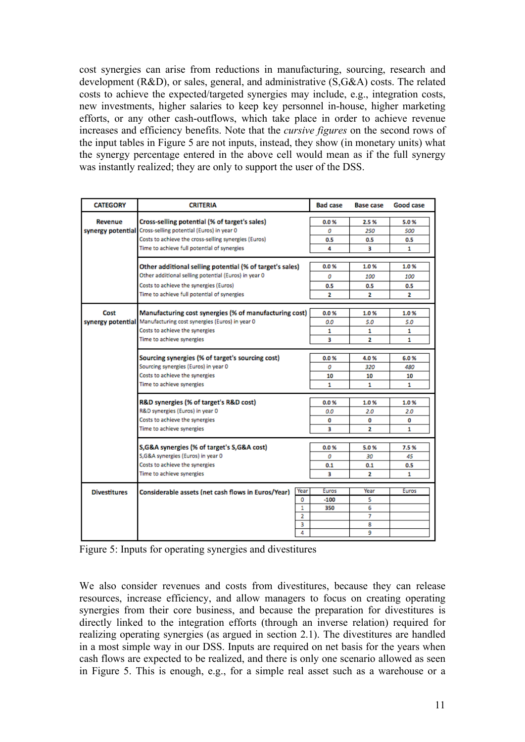cost synergies can arise from reductions in manufacturing, sourcing, research and development (R&D), or sales, general, and administrative (S,G&A) costs. The related costs to achieve the expected/targeted synergies may include, e.g., integration costs, new investments, higher salaries to keep key personnel in-house, higher marketing efforts, or any other cash-outflows, which take place in order to achieve revenue increases and efficiency benefits. Note that the *cursive figures* on the second rows of the input tables in Figure 5 are not inputs, instead, they show (in monetary units) what the synergy percentage entered in the above cell would mean as if the full synergy was instantly realized; they are only to support the user of the DSS.

| CATEGORY | CRITERIA | Bad case | Base case | Good case |
|---|---|---|---|---|
| Revenue synergy potential | **Cross-selling potential (% of target's sales)** | 0.0 % | 2.5 % | 5.0 % |
| | Cross-selling potential (Euros) in year 0 | *0* | *250* | *500* |
| | Costs to achieve the cross-selling synergies (Euros) | 0.5 | 0.5 | 0.5 |
| | Time to achieve full potential of synergies | 4 | 3 | 1 |
| | **Other additional selling potential (% of target's sales)** | 0.0 % | 1.0 % | 1.0 % |
| | Other additional selling potential (Euros) in year 0 | *0* | *100* | *100* |
| | Costs to achieve the synergies (Euros) | 0.5 | 0.5 | 0.5 |
| | Time to achieve full potential of synergies | 2 | 2 | 2 |
| Cost synergy potential | **Manufacturing cost synergies (% of manufacturing cost)** | 0.0 % | 1.0 % | 1.0 % |
| | Manufacturing cost synergies (Euros) in year 0 | *0.0* | *5.0* | *5.0* |
| | Costs to achieve the synergies | 1 | 1 | 1 |
| | Time to achieve synergies | 3 | 2 | 1 |
| | **Sourcing synergies (% of target's sourcing cost)** | 0.0 % | 4.0 % | 6.0 % |
| | Sourcing synergies (Euros) in year 0 | *0* | *320* | *480* |
| | Costs to achieve the synergies | 10 | 10 | 10 |
| | Time to achieve synergies | 1 | 1 | 1 |
| | **R&D synergies (% of target's R&D cost)** | 0.0 % | 1.0 % | 1.0 % |
| | R&D synergies (Euros) in year 0 | *0.0* | *2.0* | *2.0* |
| | Costs to achieve the synergies | 0 | 0 | 0 |
| | Time to achieve synergies | 3 | 2 | 1 |
| | **S,G&A synergies (% of target's S,G&A cost)** | 0.0 % | 5.0 % | 7.5 % |
| | S,G&A synergies (Euros) in year 0 | *0* | *30* | *45* |
| | Costs to achieve the synergies | 0.1 | 0.1 | 0.5 |
| | Time to achieve synergies | 3 | 2 | 1 |

| CATEGORY | CRITERIA | Year | Euros | Year | Euros |
|---|---|---|---|---|---|
| Divestitures | **Considerable assets (net cash flows in Euros/Year)** | 0 | -100 | 5 | |
| | | 1 | 350 | 6 | |
| | | 2 | | 7 | |
| | | 3 | | 8 | |
| | | 4 | | 9 | |

Figure 5: Inputs for operating synergies and divestitures

We also consider revenues and costs from divestitures, because they can release resources, increase efficiency, and allow managers to focus on creating operating synergies from their core business, and because the preparation for divestitures is directly linked to the integration efforts (through an inverse relation) required for realizing operating synergies (as argued in section 2.1). The divestitures are handled in a most simple way in our DSS. Inputs are required on net basis for the years when cash flows are expected to be realized, and there is only one scenario allowed as seen in Figure 5. This is enough, e.g., for a simple real asset such as a warehouse or a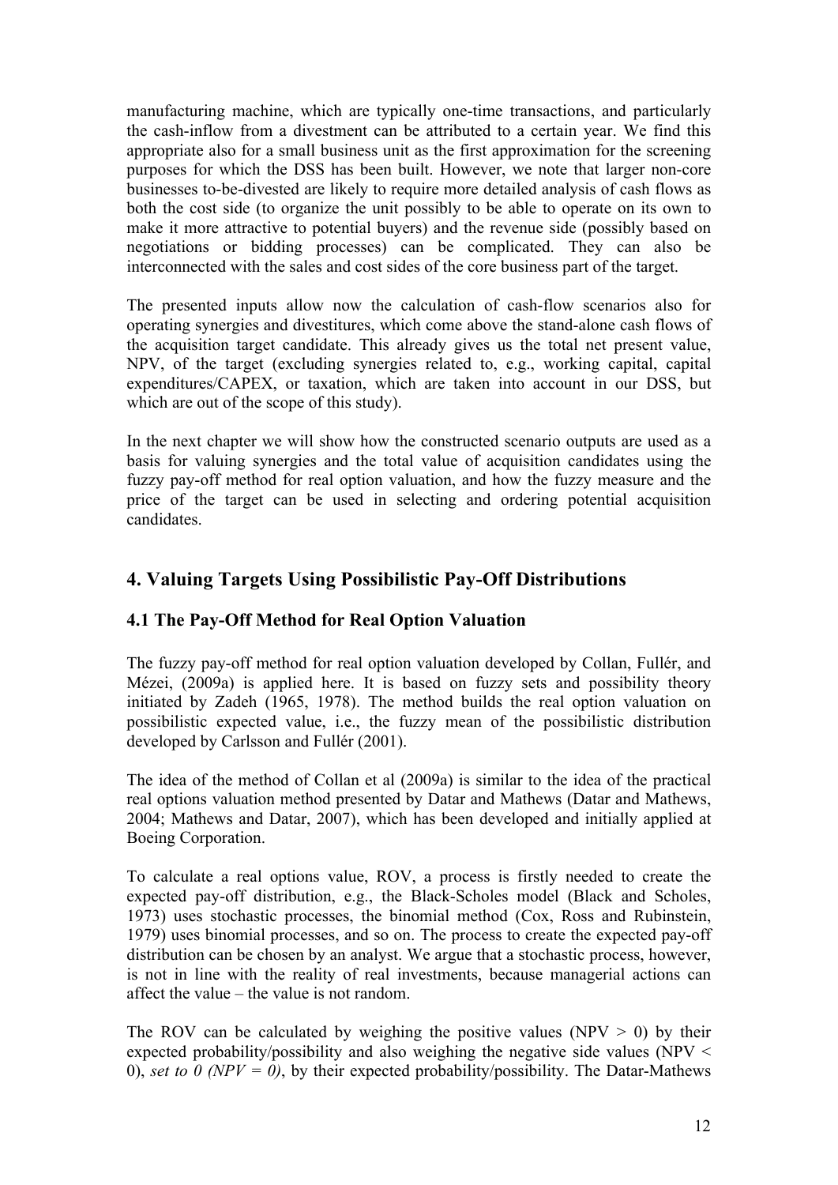manufacturing machine, which are typically one-time transactions, and particularly the cash-inflow from a divestment can be attributed to a certain year. We find this appropriate also for a small business unit as the first approximation for the screening purposes for which the DSS has been built. However, we note that larger non-core businesses to-be-divested are likely to require more detailed analysis of cash flows as both the cost side (to organize the unit possibly to be able to operate on its own to make it more attractive to potential buyers) and the revenue side (possibly based on negotiations or bidding processes) can be complicated. They can also be interconnected with the sales and cost sides of the core business part of the target.

The presented inputs allow now the calculation of cash-flow scenarios also for operating synergies and divestitures, which come above the stand-alone cash flows of the acquisition target candidate. This already gives us the total net present value, NPV, of the target (excluding synergies related to, e.g., working capital, capital expenditures/CAPEX, or taxation, which are taken into account in our DSS, but which are out of the scope of this study).

In the next chapter we will show how the constructed scenario outputs are used as a basis for valuing synergies and the total value of acquisition candidates using the fuzzy pay-off method for real option valuation, and how the fuzzy measure and the price of the target can be used in selecting and ordering potential acquisition candidates.

## 4. Valuing Targets Using Possibilistic Pay-Off Distributions

### 4.1 The Pay-Off Method for Real Option Valuation

The fuzzy pay-off method for real option valuation developed by Collan, Fullér, and Mézei, (2009a) is applied here. It is based on fuzzy sets and possibility theory initiated by Zadeh (1965, 1978). The method builds the real option valuation on possibilistic expected value, i.e., the fuzzy mean of the possibilistic distribution developed by Carlsson and Fullér (2001).

The idea of the method of Collan et al (2009a) is similar to the idea of the practical real options valuation method presented by Datar and Mathews (Datar and Mathews, 2004; Mathews and Datar, 2007), which has been developed and initially applied at Boeing Corporation.

To calculate a real options value, ROV, a process is firstly needed to create the expected pay-off distribution, e.g., the Black-Scholes model (Black and Scholes, 1973) uses stochastic processes, the binomial method (Cox, Ross and Rubinstein, 1979) uses binomial processes, and so on. The process to create the expected pay-off distribution can be chosen by an analyst. We argue that a stochastic process, however, is not in line with the reality of real investments, because managerial actions can affect the value – the value is not random.

The ROV can be calculated by weighing the positive values ($NPV > 0$) by their expected probability/possibility and also weighing the negative side values ($NPV < 0$), *set to 0 ($NPV = 0$)*, by their expected probability/possibility. The Datar-Mathews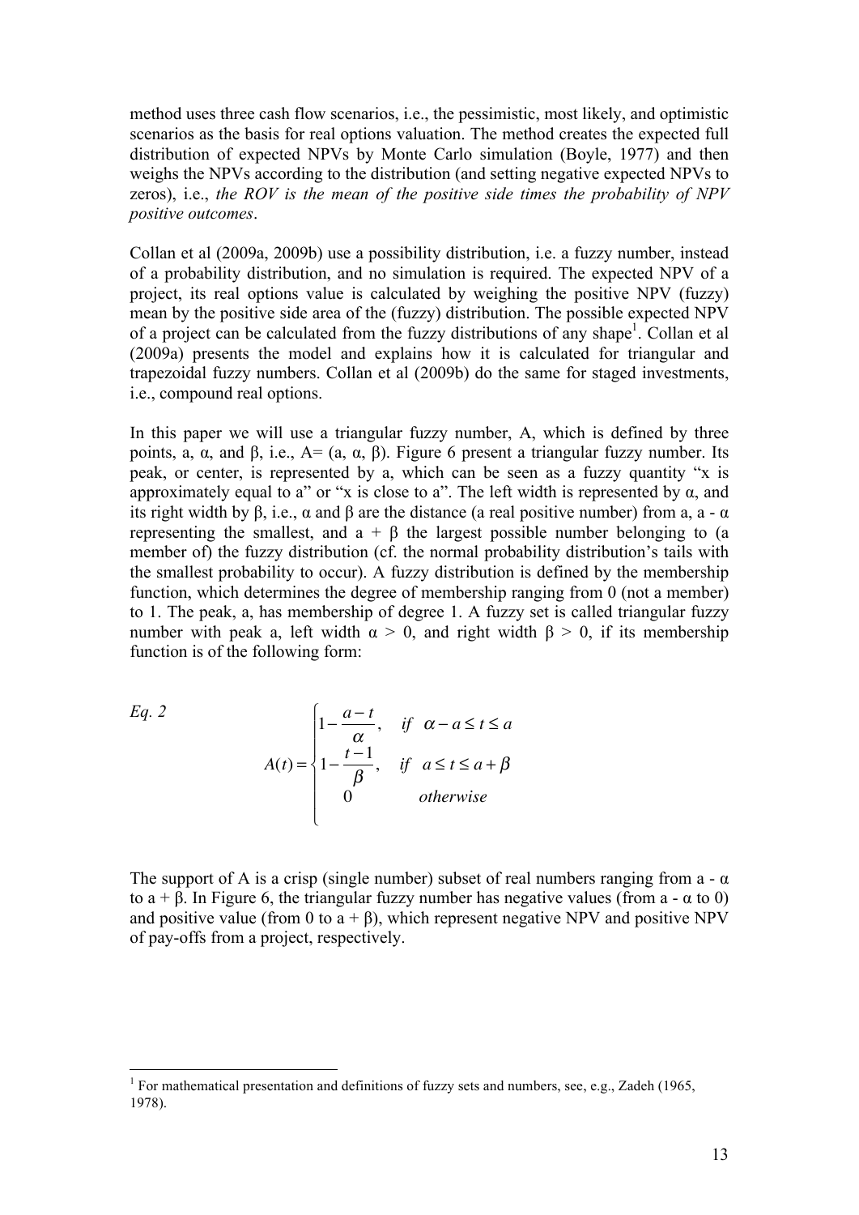method uses three cash flow scenarios, i.e., the pessimistic, most likely, and optimistic scenarios as the basis for real options valuation. The method creates the expected full distribution of expected NPVs by Monte Carlo simulation (Boyle, 1977) and then weighs the NPVs according to the distribution (and setting negative expected NPVs to zeros), i.e., *the ROV is the mean of the positive side times the probability of NPV positive outcomes*.

Collan et al (2009a, 2009b) use a possibility distribution, i.e. a fuzzy number, instead of a probability distribution, and no simulation is required. The expected NPV of a project, its real options value is calculated by weighing the positive NPV (fuzzy) mean by the positive side area of the (fuzzy) distribution. The possible expected NPV of a project can be calculated from the fuzzy distributions of any shape[1]. Collan et al (2009a) presents the model and explains how it is calculated for triangular and trapezoidal fuzzy numbers. Collan et al (2009b) do the same for staged investments, i.e., compound real options.

In this paper we will use a triangular fuzzy number, A, which is defined by three points, a, α, and β, i.e., A= (a, α, β). Figure 6 present a triangular fuzzy number. Its peak, or center, is represented by a, which can be seen as a fuzzy quantity "x is approximately equal to a" or "x is close to a". The left width is represented by α, and its right width by β, i.e., α and β are the distance (a real positive number) from a, a - α representing the smallest, and a + β the largest possible number belonging to (a member of) the fuzzy distribution (cf. the normal probability distribution's tails with the smallest probability to occur). A fuzzy distribution is defined by the membership function, which determines the degree of membership ranging from 0 (not a member) to 1. The peak, a, has membership of degree 1. A fuzzy set is called triangular fuzzy number with peak a, left width α > 0, and right width β > 0, if its membership function is of the following form:

*Eq. 2*

$$A(t) = \begin{cases} 1 - \dfrac{a-t}{\alpha}, & if \quad \alpha - a \leq t \leq a \\ 1 - \dfrac{t-1}{\beta}, & if \quad a \leq t \leq a + \beta \\ 0 & otherwise \end{cases}$$

The support of A is a crisp (single number) subset of real numbers ranging from a - α to a + β. In Figure 6, the triangular fuzzy number has negative values (from a - α to 0) and positive value (from 0 to a + β), which represent negative NPV and positive NPV of pay-offs from a project, respectively.

[1] For mathematical presentation and definitions of fuzzy sets and numbers, see, e.g., Zadeh (1965, 1978).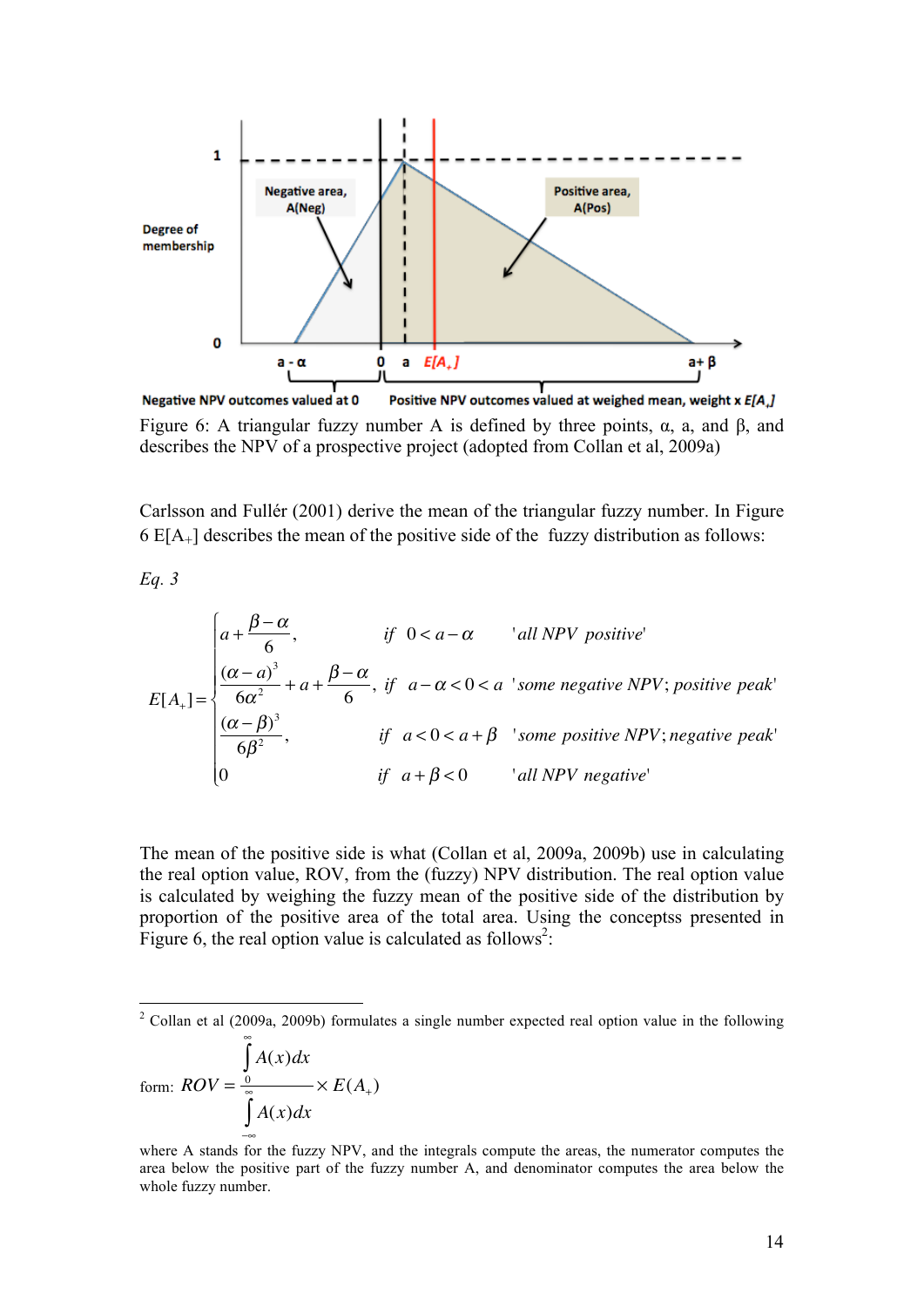Figure 6: A triangular fuzzy number A is defined by three points, α, a, and β, and describes the NPV of a prospective project (adopted from Collan et al, 2009a)

Carlsson and Fullér (2001) derive the mean of the triangular fuzzy number. In Figure 6 $E[A_+]$ describes the mean of the positive side of the fuzzy distribution as follows:

*Eq. 3*

$$
E[A_+] = \begin{cases} a + \dfrac{\beta - \alpha}{6}, & \text{if } \; 0 < a - \alpha \quad \text{'all NPV positive'} \\[2ex] \dfrac{(\alpha - a)^3}{6\alpha^2} + a + \dfrac{\beta - \alpha}{6}, & \text{if } \; a - \alpha < 0 < a \quad \text{'some negative NPV; positive peak'} \\[2ex] \dfrac{(\alpha - \beta)^3}{6\beta^2}, & \text{if } \; a < 0 < a + \beta \quad \text{'some positive NPV; negative peak'} \\[2ex] 0 & \text{if } \; a + \beta < 0 \quad \text{'all NPV negative'} \end{cases}
$$

The mean of the positive side is what (Collan et al, 2009a, 2009b) use in calculating the real option value, ROV, from the (fuzzy) NPV distribution. The real option value is calculated by weighing the fuzzy mean of the positive side of the distribution by proportion of the positive area of the total area. Using the conceptss presented in Figure 6, the real option value is calculated as follows[2]:

---

[2] Collan et al (2009a, 2009b) formulates a single number expected real option value in the following form: $ROV = \dfrac{\int_0^\infty A(x)dx}{\int_{-\infty}^\infty A(x)dx} \times E(A_+)$

where A stands for the fuzzy NPV, and the integrals compute the areas, the numerator computes the area below the positive part of the fuzzy number A, and denominator computes the area below the whole fuzzy number.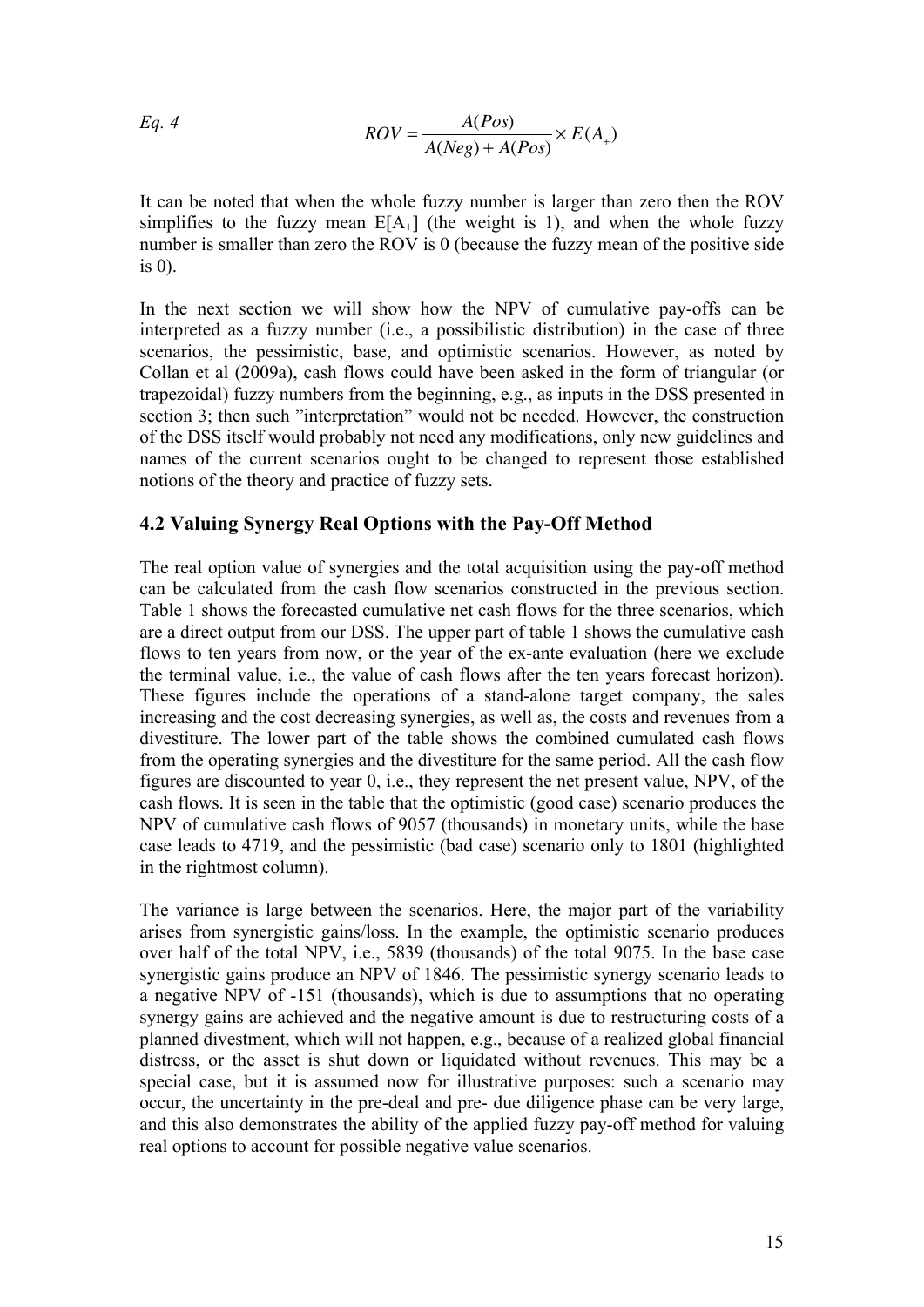*Eq. 4*

$$ROV = \frac{A(Pos)}{A(Neg) + A(Pos)} \times E(A_+)$$

It can be noted that when the whole fuzzy number is larger than zero then the ROV simplifies to the fuzzy mean $E[A_+]$ (the weight is 1), and when the whole fuzzy number is smaller than zero the ROV is 0 (because the fuzzy mean of the positive side is 0).

In the next section we will show how the NPV of cumulative pay-offs can be interpreted as a fuzzy number (i.e., a possibilistic distribution) in the case of three scenarios, the pessimistic, base, and optimistic scenarios. However, as noted by Collan et al (2009a), cash flows could have been asked in the form of triangular (or trapezoidal) fuzzy numbers from the beginning, e.g., as inputs in the DSS presented in section 3; then such "interpretation" would not be needed. However, the construction of the DSS itself would probably not need any modifications, only new guidelines and names of the current scenarios ought to be changed to represent those established notions of the theory and practice of fuzzy sets.

## 4.2 Valuing Synergy Real Options with the Pay-Off Method

The real option value of synergies and the total acquisition using the pay-off method can be calculated from the cash flow scenarios constructed in the previous section. Table 1 shows the forecasted cumulative net cash flows for the three scenarios, which are a direct output from our DSS. The upper part of table 1 shows the cumulative cash flows to ten years from now, or the year of the ex-ante evaluation (here we exclude the terminal value, i.e., the value of cash flows after the ten years forecast horizon). These figures include the operations of a stand-alone target company, the sales increasing and the cost decreasing synergies, as well as, the costs and revenues from a divestiture. The lower part of the table shows the combined cumulated cash flows from the operating synergies and the divestiture for the same period. All the cash flow figures are discounted to year 0, i.e., they represent the net present value, NPV, of the cash flows. It is seen in the table that the optimistic (good case) scenario produces the NPV of cumulative cash flows of 9057 (thousands) in monetary units, while the base case leads to 4719, and the pessimistic (bad case) scenario only to 1801 (highlighted in the rightmost column).

The variance is large between the scenarios. Here, the major part of the variability arises from synergistic gains/loss. In the example, the optimistic scenario produces over half of the total NPV, i.e., 5839 (thousands) of the total 9075. In the base case synergistic gains produce an NPV of 1846. The pessimistic synergy scenario leads to a negative NPV of -151 (thousands), which is due to assumptions that no operating synergy gains are achieved and the negative amount is due to restructuring costs of a planned divestment, which will not happen, e.g., because of a realized global financial distress, or the asset is shut down or liquidated without revenues. This may be a special case, but it is assumed now for illustrative purposes: such a scenario may occur, the uncertainty in the pre-deal and pre- due diligence phase can be very large, and this also demonstrates the ability of the applied fuzzy pay-off method for valuing real options to account for possible negative value scenarios.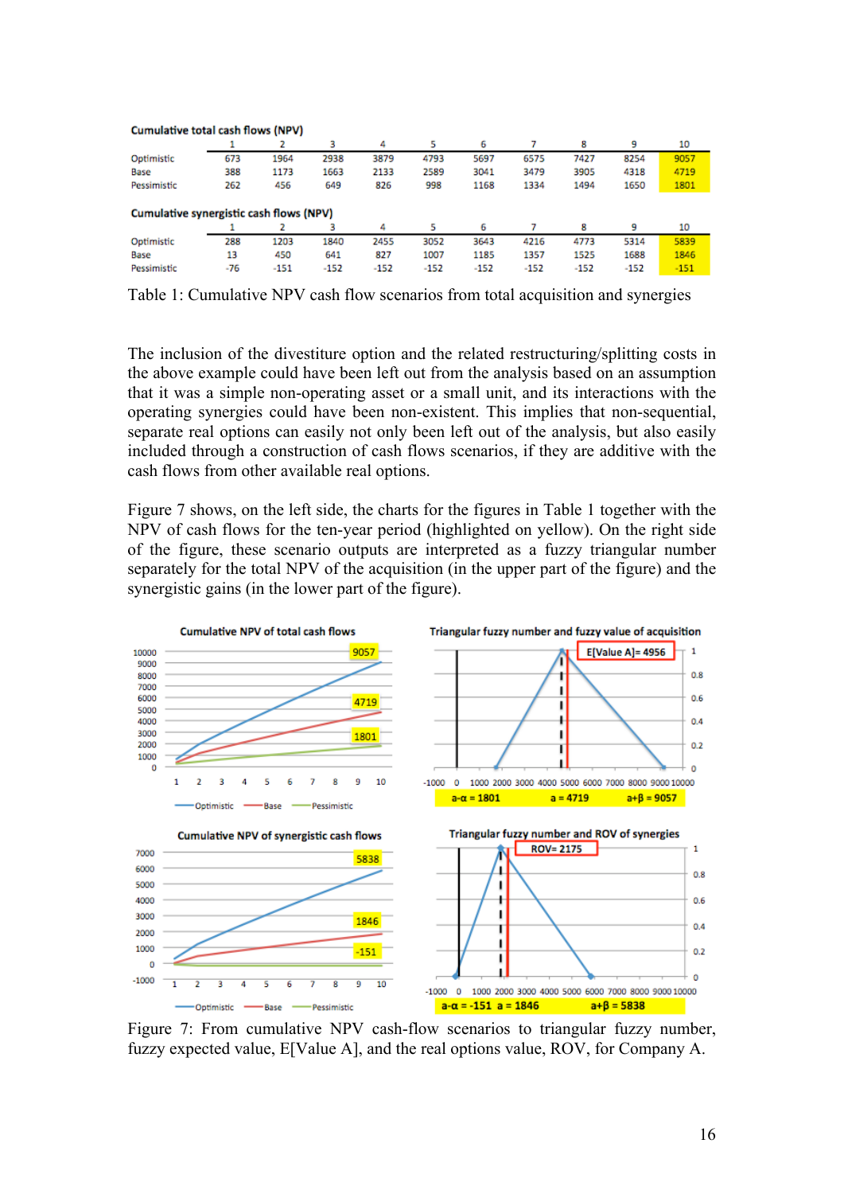**Cumulative total cash flows (NPV)**

| | 1 | 2 | 3 | 4 | 5 | 6 | 7 | 8 | 9 | 10 |
|---|---|---|---|---|---|---|---|---|---|---|
| Optimistic | 673 | 1964 | 2938 | 3879 | 4793 | 5697 | 6575 | 7427 | 8254 | 9057 |
| Base | 388 | 1173 | 1663 | 2133 | 2589 | 3041 | 3479 | 3905 | 4318 | 4719 |
| Pessimistic | 262 | 456 | 649 | 826 | 998 | 1168 | 1334 | 1494 | 1650 | 1801 |

**Cumulative synergistic cash flows (NPV)**

| | 1 | 2 | 3 | 4 | 5 | 6 | 7 | 8 | 9 | 10 |
|---|---|---|---|---|---|---|---|---|---|---|
| Optimistic | 288 | 1203 | 1840 | 2455 | 3052 | 3643 | 4216 | 4773 | 5314 | 5839 |
| Base | 13 | 450 | 641 | 827 | 1007 | 1185 | 1357 | 1525 | 1688 | 1846 |
| Pessimistic | -76 | -151 | -152 | -152 | -152 | -152 | -152 | -152 | -152 | -151 |

Table 1: Cumulative NPV cash flow scenarios from total acquisition and synergies

The inclusion of the divestiture option and the related restructuring/splitting costs in the above example could have been left out from the analysis based on an assumption that it was a simple non-operating asset or a small unit, and its interactions with the operating synergies could have been non-existent. This implies that non-sequential, separate real options can easily not only been left out of the analysis, but also easily included through a construction of cash flows scenarios, if they are additive with the cash flows from other available real options.

Figure 7 shows, on the left side, the charts for the figures in Table 1 together with the NPV of cash flows for the ten-year period (highlighted on yellow). On the right side of the figure, these scenario outputs are interpreted as a fuzzy triangular number separately for the total NPV of the acquisition (in the upper part of the figure) and the synergistic gains (in the lower part of the figure).

Figure 7: From cumulative NPV cash-flow scenarios to triangular fuzzy number, fuzzy expected value, E[Value A], and the real options value, ROV, for Company A.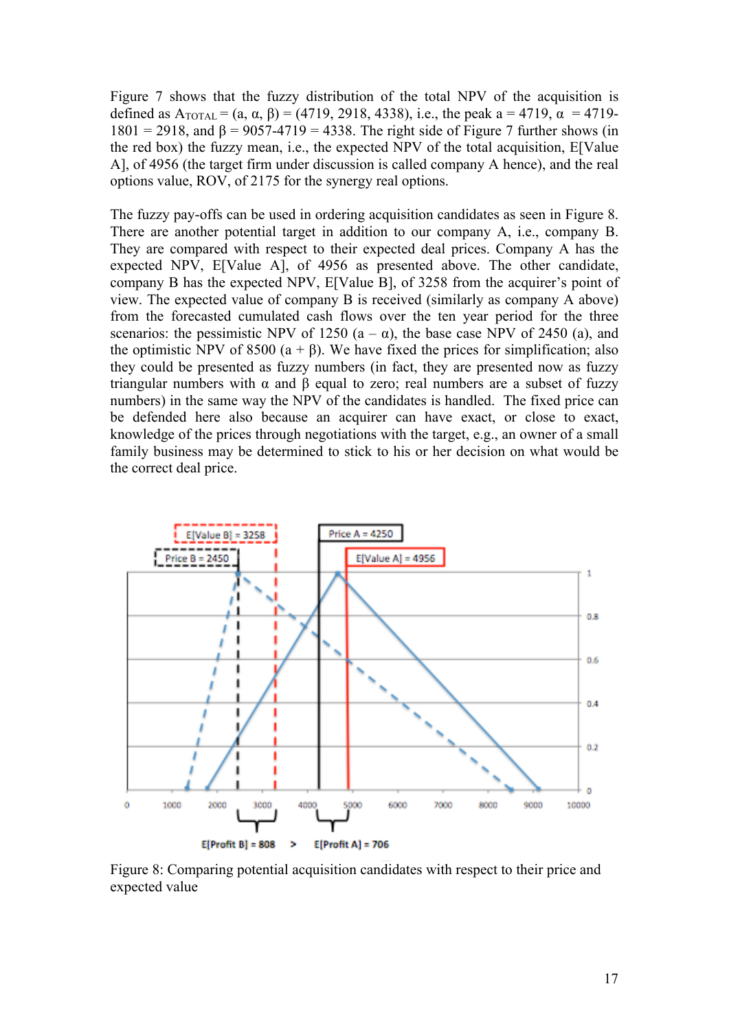Figure 7 shows that the fuzzy distribution of the total NPV of the acquisition is defined as $A_{TOTAL} = (a, \alpha, \beta) = (4719, 2918, 4338)$, i.e., the peak $a = 4719$, $\alpha = 4719-1801 = 2918$, and $\beta = 9057-4719 = 4338$. The right side of Figure 7 further shows (in the red box) the fuzzy mean, i.e., the expected NPV of the total acquisition, E[Value A], of 4956 (the target firm under discussion is called company A hence), and the real options value, ROV, of 2175 for the synergy real options.

The fuzzy pay-offs can be used in ordering acquisition candidates as seen in Figure 8. There are another potential target in addition to our company A, i.e., company B. They are compared with respect to their expected deal prices. Company A has the expected NPV, E[Value A], of 4956 as presented above. The other candidate, company B has the expected NPV, E[Value B], of 3258 from the acquirer's point of view. The expected value of company B is received (similarly as company A above) from the forecasted cumulated cash flows over the ten year period for the three scenarios: the pessimistic NPV of 1250 ($a - \alpha$), the base case NPV of 2450 ($a$), and the optimistic NPV of 8500 ($a + \beta$). We have fixed the prices for simplification; also they could be presented as fuzzy numbers (in fact, they are presented now as fuzzy triangular numbers with $\alpha$ and $\beta$ equal to zero; real numbers are a subset of fuzzy numbers) in the same way the NPV of the candidates is handled. The fixed price can be defended here also because an acquirer can have exact, or close to exact, knowledge of the prices through negotiations with the target, e.g., an owner of a small family business may be determined to stick to his or her decision on what would be the correct deal price.

Figure 8: Comparing potential acquisition candidates with respect to their price and expected value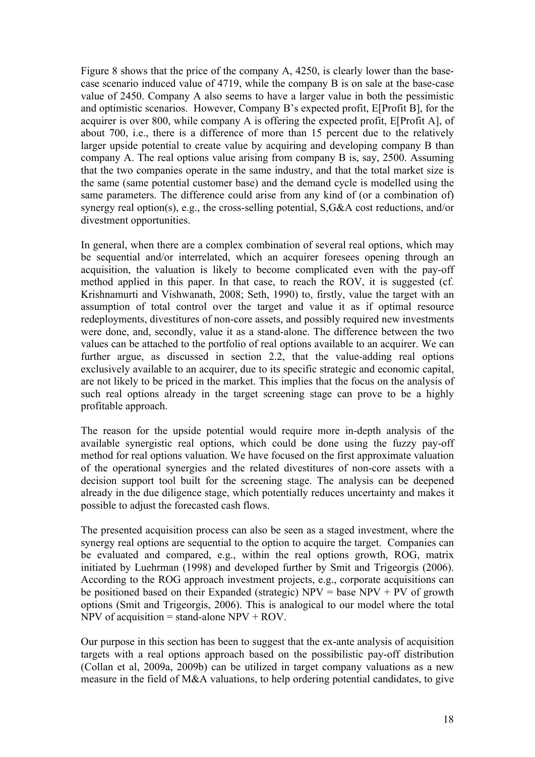Figure 8 shows that the price of the company A, 4250, is clearly lower than the base-case scenario induced value of 4719, while the company B is on sale at the base-case value of 2450. Company A also seems to have a larger value in both the pessimistic and optimistic scenarios. However, Company B's expected profit, E[Profit B], for the acquirer is over 800, while company A is offering the expected profit, E[Profit A], of about 700, i.e., there is a difference of more than 15 percent due to the relatively larger upside potential to create value by acquiring and developing company B than company A. The real options value arising from company B is, say, 2500. Assuming that the two companies operate in the same industry, and that the total market size is the same (same potential customer base) and the demand cycle is modelled using the same parameters. The difference could arise from any kind of (or a combination of) synergy real option(s), e.g., the cross-selling potential, S,G&A cost reductions, and/or divestment opportunities.

In general, when there are a complex combination of several real options, which may be sequential and/or interrelated, which an acquirer foresees opening through an acquisition, the valuation is likely to become complicated even with the pay-off method applied in this paper. In that case, to reach the ROV, it is suggested (cf. Krishnamurti and Vishwanath, 2008; Seth, 1990) to, firstly, value the target with an assumption of total control over the target and value it as if optimal resource redeployments, divestitures of non-core assets, and possibly required new investments were done, and, secondly, value it as a stand-alone. The difference between the two values can be attached to the portfolio of real options available to an acquirer. We can further argue, as discussed in section 2.2, that the value-adding real options exclusively available to an acquirer, due to its specific strategic and economic capital, are not likely to be priced in the market. This implies that the focus on the analysis of such real options already in the target screening stage can prove to be a highly profitable approach.

The reason for the upside potential would require more in-depth analysis of the available synergistic real options, which could be done using the fuzzy pay-off method for real options valuation. We have focused on the first approximate valuation of the operational synergies and the related divestitures of non-core assets with a decision support tool built for the screening stage. The analysis can be deepened already in the due diligence stage, which potentially reduces uncertainty and makes it possible to adjust the forecasted cash flows.

The presented acquisition process can also be seen as a staged investment, where the synergy real options are sequential to the option to acquire the target. Companies can be evaluated and compared, e.g., within the real options growth, ROG, matrix initiated by Luehrman (1998) and developed further by Smit and Trigeorgis (2006). According to the ROG approach investment projects, e.g., corporate acquisitions can be positioned based on their Expanded (strategic) NPV = base NPV + PV of growth options (Smit and Trigeorgis, 2006). This is analogical to our model where the total NPV of acquisition = stand-alone NPV + ROV.

Our purpose in this section has been to suggest that the ex-ante analysis of acquisition targets with a real options approach based on the possibilistic pay-off distribution (Collan et al, 2009a, 2009b) can be utilized in target company valuations as a new measure in the field of M&A valuations, to help ordering potential candidates, to give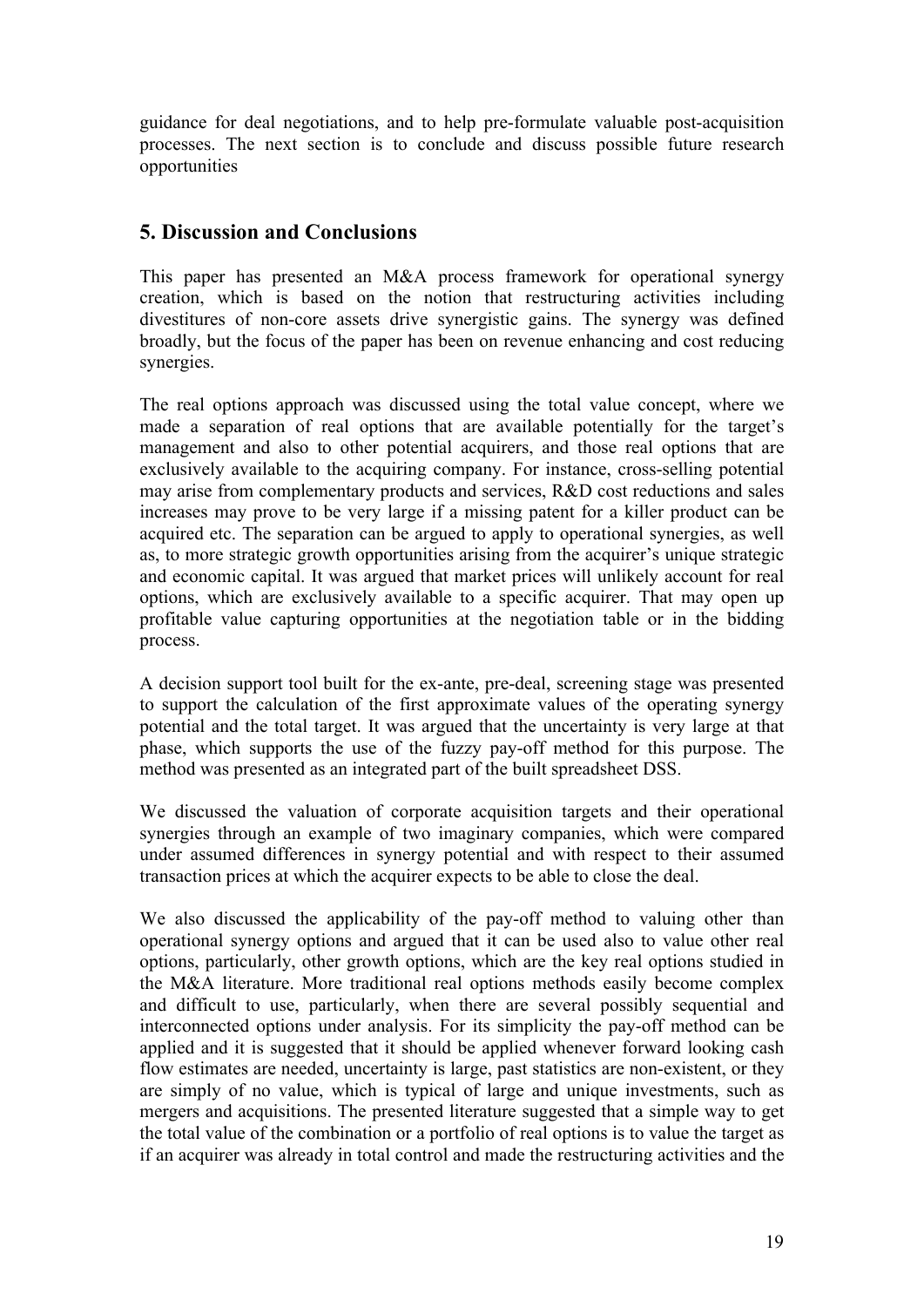guidance for deal negotiations, and to help pre-formulate valuable post-acquisition processes. The next section is to conclude and discuss possible future research opportunities

## 5. Discussion and Conclusions

This paper has presented an M&A process framework for operational synergy creation, which is based on the notion that restructuring activities including divestitures of non-core assets drive synergistic gains. The synergy was defined broadly, but the focus of the paper has been on revenue enhancing and cost reducing synergies.

The real options approach was discussed using the total value concept, where we made a separation of real options that are available potentially for the target's management and also to other potential acquirers, and those real options that are exclusively available to the acquiring company. For instance, cross-selling potential may arise from complementary products and services, R&D cost reductions and sales increases may prove to be very large if a missing patent for a killer product can be acquired etc. The separation can be argued to apply to operational synergies, as well as, to more strategic growth opportunities arising from the acquirer's unique strategic and economic capital. It was argued that market prices will unlikely account for real options, which are exclusively available to a specific acquirer. That may open up profitable value capturing opportunities at the negotiation table or in the bidding process.

A decision support tool built for the ex-ante, pre-deal, screening stage was presented to support the calculation of the first approximate values of the operating synergy potential and the total target. It was argued that the uncertainty is very large at that phase, which supports the use of the fuzzy pay-off method for this purpose. The method was presented as an integrated part of the built spreadsheet DSS.

We discussed the valuation of corporate acquisition targets and their operational synergies through an example of two imaginary companies, which were compared under assumed differences in synergy potential and with respect to their assumed transaction prices at which the acquirer expects to be able to close the deal.

We also discussed the applicability of the pay-off method to valuing other than operational synergy options and argued that it can be used also to value other real options, particularly, other growth options, which are the key real options studied in the M&A literature. More traditional real options methods easily become complex and difficult to use, particularly, when there are several possibly sequential and interconnected options under analysis. For its simplicity the pay-off method can be applied and it is suggested that it should be applied whenever forward looking cash flow estimates are needed, uncertainty is large, past statistics are non-existent, or they are simply of no value, which is typical of large and unique investments, such as mergers and acquisitions. The presented literature suggested that a simple way to get the total value of the combination or a portfolio of real options is to value the target as if an acquirer was already in total control and made the restructuring activities and the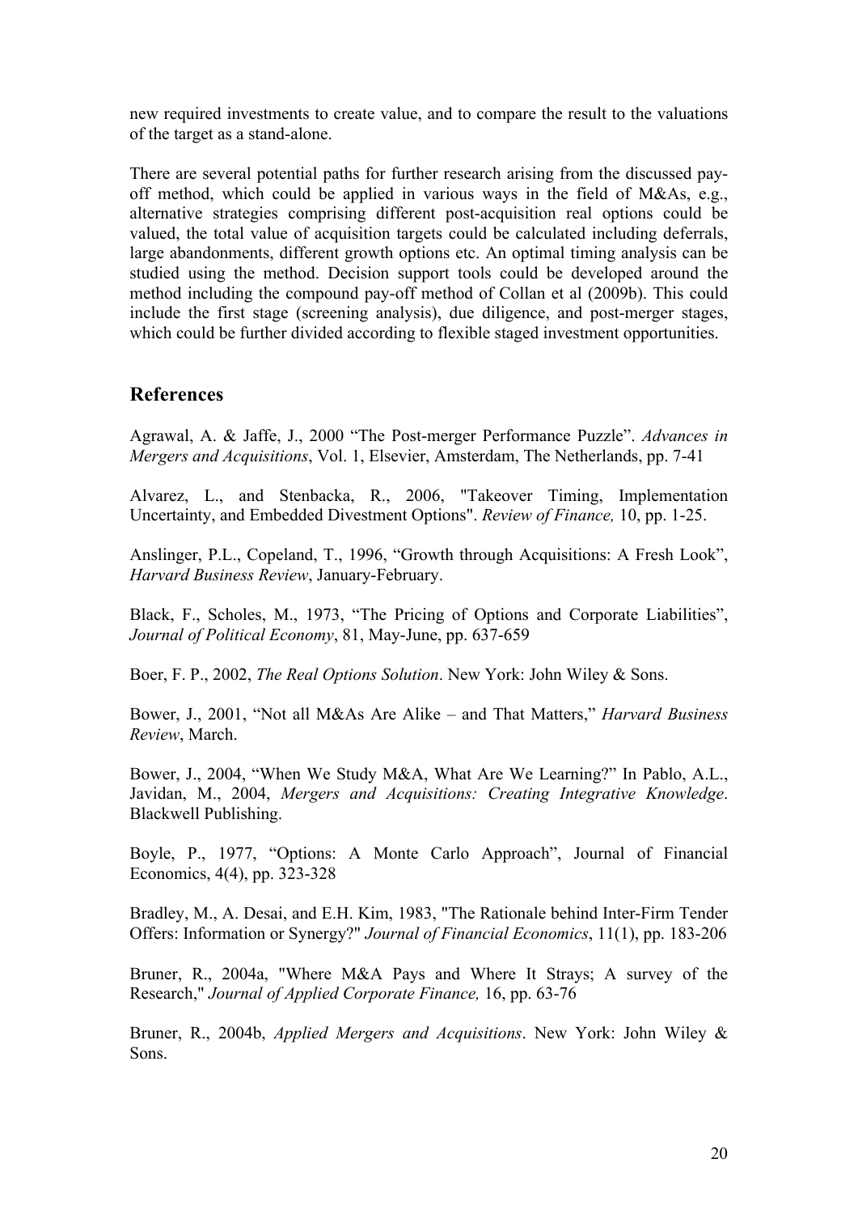new required investments to create value, and to compare the result to the valuations of the target as a stand-alone.

There are several potential paths for further research arising from the discussed pay-off method, which could be applied in various ways in the field of M&As, e.g., alternative strategies comprising different post-acquisition real options could be valued, the total value of acquisition targets could be calculated including deferrals, large abandonments, different growth options etc. An optimal timing analysis can be studied using the method. Decision support tools could be developed around the method including the compound pay-off method of Collan et al (2009b). This could include the first stage (screening analysis), due diligence, and post-merger stages, which could be further divided according to flexible staged investment opportunities.

## References

Agrawal, A. & Jaffe, J., 2000 "The Post-merger Performance Puzzle". *Advances in Mergers and Acquisitions*, Vol. 1, Elsevier, Amsterdam, The Netherlands, pp. 7-41

Alvarez, L., and Stenbacka, R., 2006, "Takeover Timing, Implementation Uncertainty, and Embedded Divestment Options". *Review of Finance,* 10, pp. 1-25.

Anslinger, P.L., Copeland, T., 1996, "Growth through Acquisitions: A Fresh Look", *Harvard Business Review*, January-February.

Black, F., Scholes, M., 1973, "The Pricing of Options and Corporate Liabilities", *Journal of Political Economy*, 81, May-June, pp. 637-659

Boer, F. P., 2002, *The Real Options Solution*. New York: John Wiley & Sons.

Bower, J., 2001, "Not all M&As Are Alike – and That Matters," *Harvard Business Review*, March.

Bower, J., 2004, "When We Study M&A, What Are We Learning?" In Pablo, A.L., Javidan, M., 2004, *Mergers and Acquisitions: Creating Integrative Knowledge*. Blackwell Publishing.

Boyle, P., 1977, "Options: A Monte Carlo Approach", Journal of Financial Economics, 4(4), pp. 323-328

Bradley, M., A. Desai, and E.H. Kim, 1983, "The Rationale behind Inter-Firm Tender Offers: Information or Synergy?" *Journal of Financial Economics*, 11(1), pp. 183-206

Bruner, R., 2004a, "Where M&A Pays and Where It Strays; A survey of the Research," *Journal of Applied Corporate Finance,* 16, pp. 63-76

Bruner, R., 2004b, *Applied Mergers and Acquisitions*. New York: John Wiley & Sons.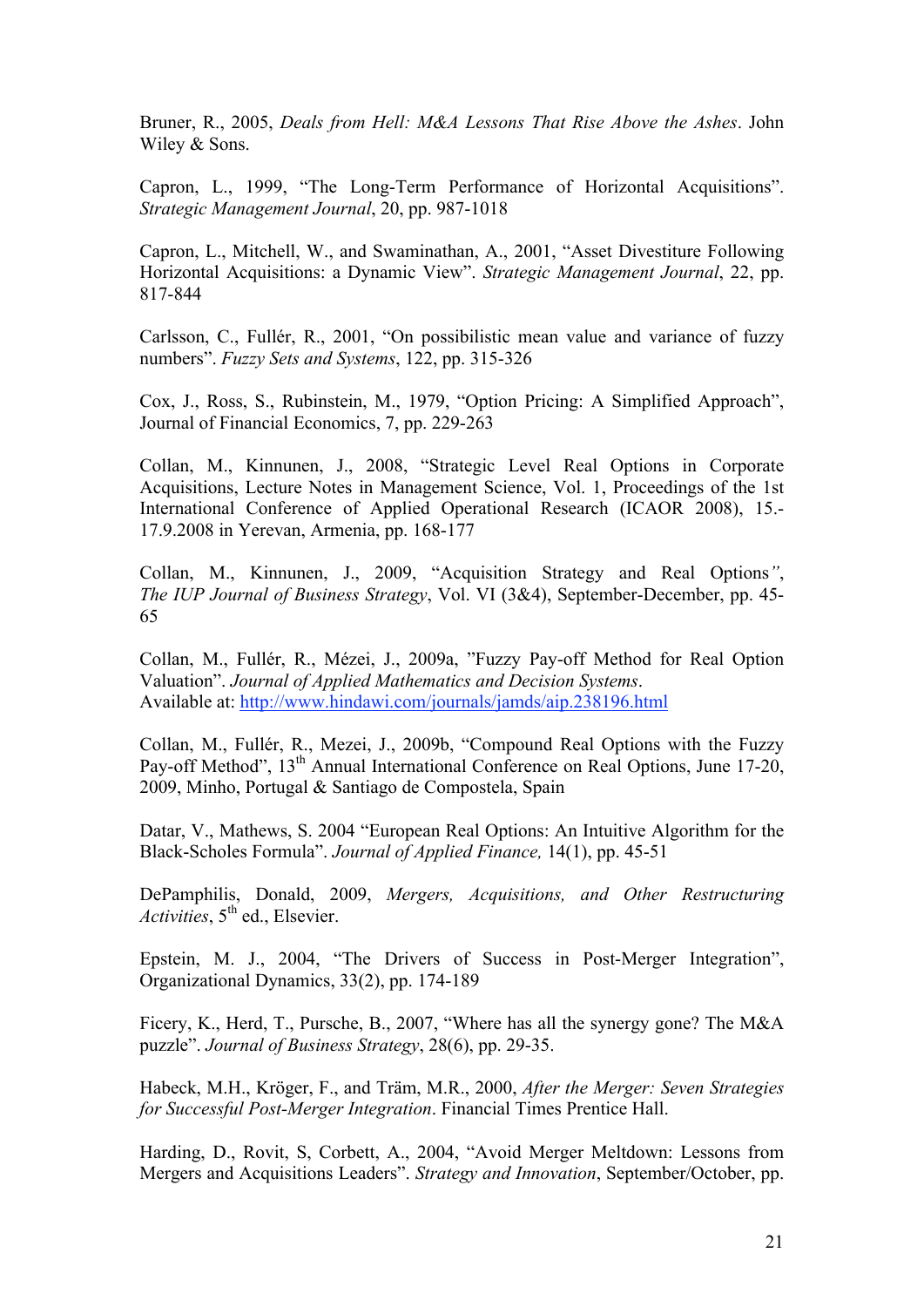Bruner, R., 2005, *Deals from Hell: M&A Lessons That Rise Above the Ashes*. John Wiley & Sons.

Capron, L., 1999, "The Long-Term Performance of Horizontal Acquisitions". *Strategic Management Journal*, 20, pp. 987-1018

Capron, L., Mitchell, W., and Swaminathan, A., 2001, "Asset Divestiture Following Horizontal Acquisitions: a Dynamic View". *Strategic Management Journal*, 22, pp. 817-844

Carlsson, C., Fullér, R., 2001, "On possibilistic mean value and variance of fuzzy numbers". *Fuzzy Sets and Systems*, 122, pp. 315-326

Cox, J., Ross, S., Rubinstein, M., 1979, "Option Pricing: A Simplified Approach", Journal of Financial Economics, 7, pp. 229-263

Collan, M., Kinnunen, J., 2008, "Strategic Level Real Options in Corporate Acquisitions, Lecture Notes in Management Science, Vol. 1, Proceedings of the 1st International Conference of Applied Operational Research (ICAOR 2008), 15.-17.9.2008 in Yerevan, Armenia, pp. 168-177

Collan, M., Kinnunen, J., 2009, "Acquisition Strategy and Real Options*"*, *The IUP Journal of Business Strategy*, Vol. VI (3&4), September-December, pp. 45-65

Collan, M., Fullér, R., Mézei, J., 2009a, "Fuzzy Pay-off Method for Real Option Valuation". *Journal of Applied Mathematics and Decision Systems*.
Available at: http://www.hindawi.com/journals/jamds/aip.238196.html

Collan, M., Fullér, R., Mezei, J., 2009b, "Compound Real Options with the Fuzzy Pay-off Method", 13th Annual International Conference on Real Options, June 17-20, 2009, Minho, Portugal & Santiago de Compostela, Spain

Datar, V., Mathews, S. 2004 "European Real Options: An Intuitive Algorithm for the Black-Scholes Formula". *Journal of Applied Finance,* 14(1), pp. 45-51

DePamphilis, Donald, 2009, *Mergers, Acquisitions, and Other Restructuring Activities*, 5th ed., Elsevier.

Epstein, M. J., 2004, "The Drivers of Success in Post-Merger Integration", Organizational Dynamics, 33(2), pp. 174-189

Ficery, K., Herd, T., Pursche, B., 2007, "Where has all the synergy gone? The M&A puzzle". *Journal of Business Strategy*, 28(6), pp. 29-35.

Habeck, M.H., Kröger, F., and Träm, M.R., 2000, *After the Merger: Seven Strategies for Successful Post-Merger Integration*. Financial Times Prentice Hall.

Harding, D., Rovit, S, Corbett, A., 2004, "Avoid Merger Meltdown: Lessons from Mergers and Acquisitions Leaders". *Strategy and Innovation*, September/October, pp.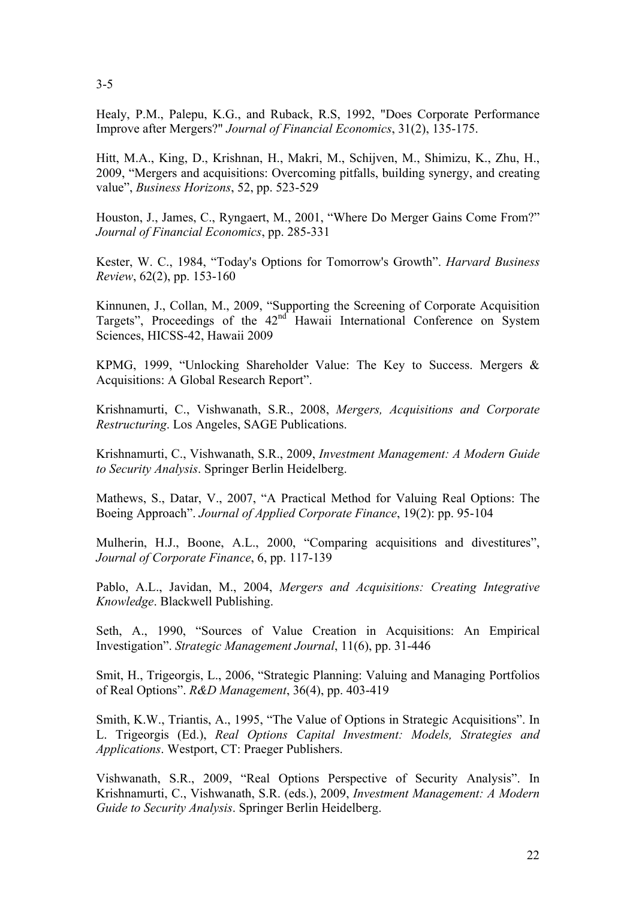3-5

Healy, P.M., Palepu, K.G., and Ruback, R.S, 1992, "Does Corporate Performance Improve after Mergers?" *Journal of Financial Economics*, 31(2), 135-175.

Hitt, M.A., King, D., Krishnan, H., Makri, M., Schijven, M., Shimizu, K., Zhu, H., 2009, "Mergers and acquisitions: Overcoming pitfalls, building synergy, and creating value", *Business Horizons*, 52, pp. 523-529

Houston, J., James, C., Ryngaert, M., 2001, "Where Do Merger Gains Come From?" *Journal of Financial Economics*, pp. 285-331

Kester, W. C., 1984, "Today's Options for Tomorrow's Growth". *Harvard Business Review*, 62(2), pp. 153-160

Kinnunen, J., Collan, M., 2009, "Supporting the Screening of Corporate Acquisition Targets", Proceedings of the 42nd Hawaii International Conference on System Sciences, HICSS-42, Hawaii 2009

KPMG, 1999, "Unlocking Shareholder Value: The Key to Success. Mergers & Acquisitions: A Global Research Report".

Krishnamurti, C., Vishwanath, S.R., 2008, *Mergers, Acquisitions and Corporate Restructuring*. Los Angeles, SAGE Publications.

Krishnamurti, C., Vishwanath, S.R., 2009, *Investment Management: A Modern Guide to Security Analysis*. Springer Berlin Heidelberg.

Mathews, S., Datar, V., 2007, "A Practical Method for Valuing Real Options: The Boeing Approach". *Journal of Applied Corporate Finance*, 19(2): pp. 95-104

Mulherin, H.J., Boone, A.L., 2000, "Comparing acquisitions and divestitures", *Journal of Corporate Finance*, 6, pp. 117-139

Pablo, A.L., Javidan, M., 2004, *Mergers and Acquisitions: Creating Integrative Knowledge*. Blackwell Publishing.

Seth, A., 1990, "Sources of Value Creation in Acquisitions: An Empirical Investigation". *Strategic Management Journal*, 11(6), pp. 31-446

Smit, H., Trigeorgis, L., 2006, "Strategic Planning: Valuing and Managing Portfolios of Real Options". *R&D Management*, 36(4), pp. 403-419

Smith, K.W., Triantis, A., 1995, "The Value of Options in Strategic Acquisitions". In L. Trigeorgis (Ed.), *Real Options Capital Investment: Models, Strategies and Applications*. Westport, CT: Praeger Publishers.

Vishwanath, S.R., 2009, "Real Options Perspective of Security Analysis". In Krishnamurti, C., Vishwanath, S.R. (eds.), 2009, *Investment Management: A Modern Guide to Security Analysis*. Springer Berlin Heidelberg.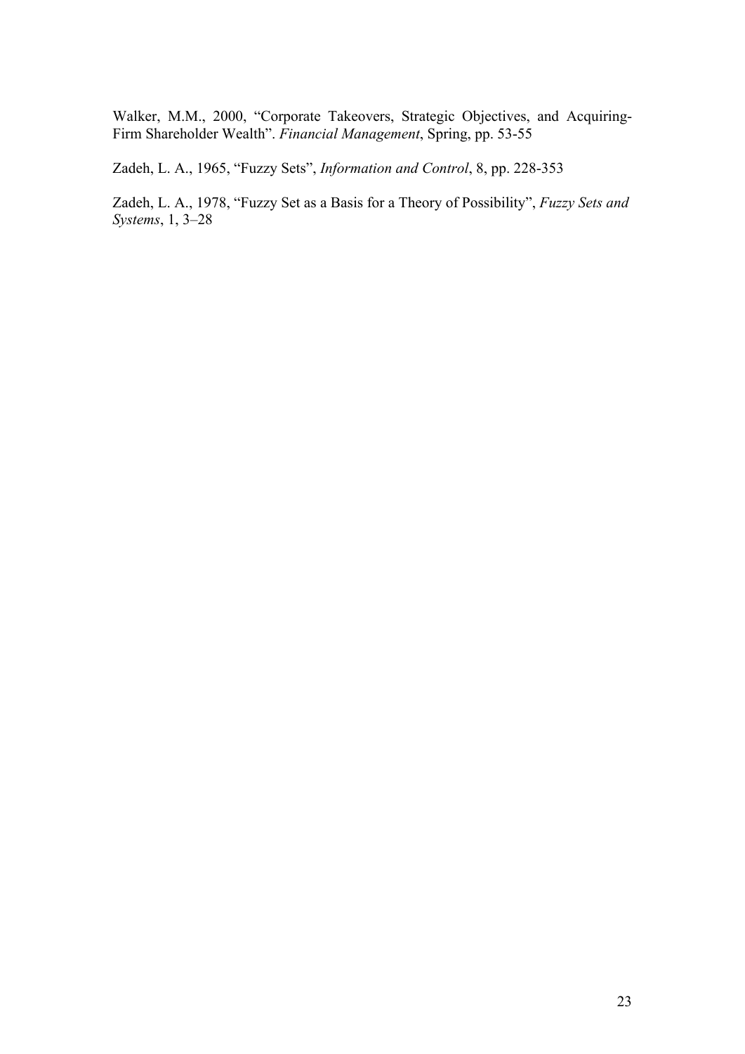Walker, M.M., 2000, "Corporate Takeovers, Strategic Objectives, and Acquiring-Firm Shareholder Wealth". *Financial Management*, Spring, pp. 53-55

Zadeh, L. A., 1965, "Fuzzy Sets", *Information and Control*, 8, pp. 228-353

Zadeh, L. A., 1978, "Fuzzy Set as a Basis for a Theory of Possibility", *Fuzzy Sets and Systems*, 1, 3–28